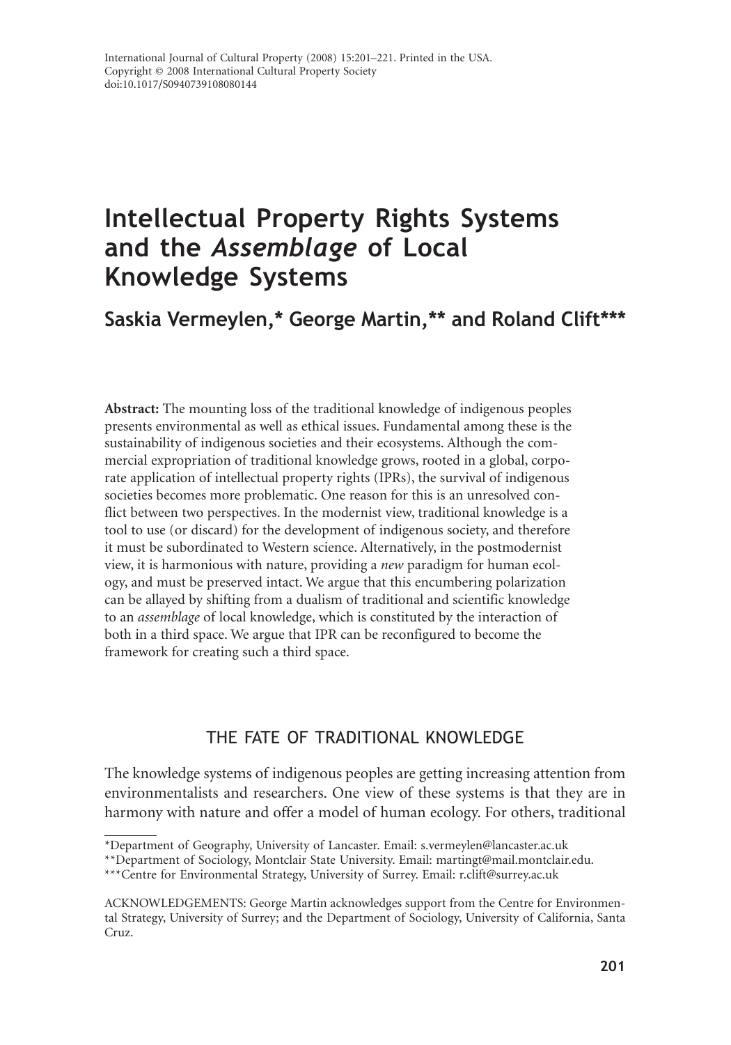International Journal of Cultural Property (2008) 15:201–221. Printed in the USA.
Copyright © 2008 International Cultural Property Society
doi:10.1017/S0940739108080144

# Intellectual Property Rights Systems and the *Assemblage* of Local Knowledge Systems

## Saskia Vermeylen,* George Martin,** and Roland Clift***

**Abstract:** The mounting loss of the traditional knowledge of indigenous peoples presents environmental as well as ethical issues. Fundamental among these is the sustainability of indigenous societies and their ecosystems. Although the commercial expropriation of traditional knowledge grows, rooted in a global, corporate application of intellectual property rights (IPRs), the survival of indigenous societies becomes more problematic. One reason for this is an unresolved conflict between two perspectives. In the modernist view, traditional knowledge is a tool to use (or discard) for the development of indigenous society, and therefore it must be subordinated to Western science. Alternatively, in the postmodernist view, it is harmonious with nature, providing a *new* paradigm for human ecology, and must be preserved intact. We argue that this encumbering polarization can be allayed by shifting from a dualism of traditional and scientific knowledge to an *assemblage* of local knowledge, which is constituted by the interaction of both in a third space. We argue that IPR can be reconfigured to become the framework for creating such a third space.

## THE FATE OF TRADITIONAL KNOWLEDGE

The knowledge systems of indigenous peoples are getting increasing attention from environmentalists and researchers. One view of these systems is that they are in harmony with nature and offer a model of human ecology. For others, traditional

---

*Department of Geography, University of Lancaster. Email: s.vermeylen@lancaster.ac.uk

**Department of Sociology, Montclair State University. Email: martingt@mail.montclair.edu.

***Centre for Environmental Strategy, University of Surrey. Email: r.clift@surrey.ac.uk

ACKNOWLEDGEMENTS: George Martin acknowledges support from the Centre for Environmental Strategy, University of Surrey; and the Department of Sociology, University of California, Santa Cruz.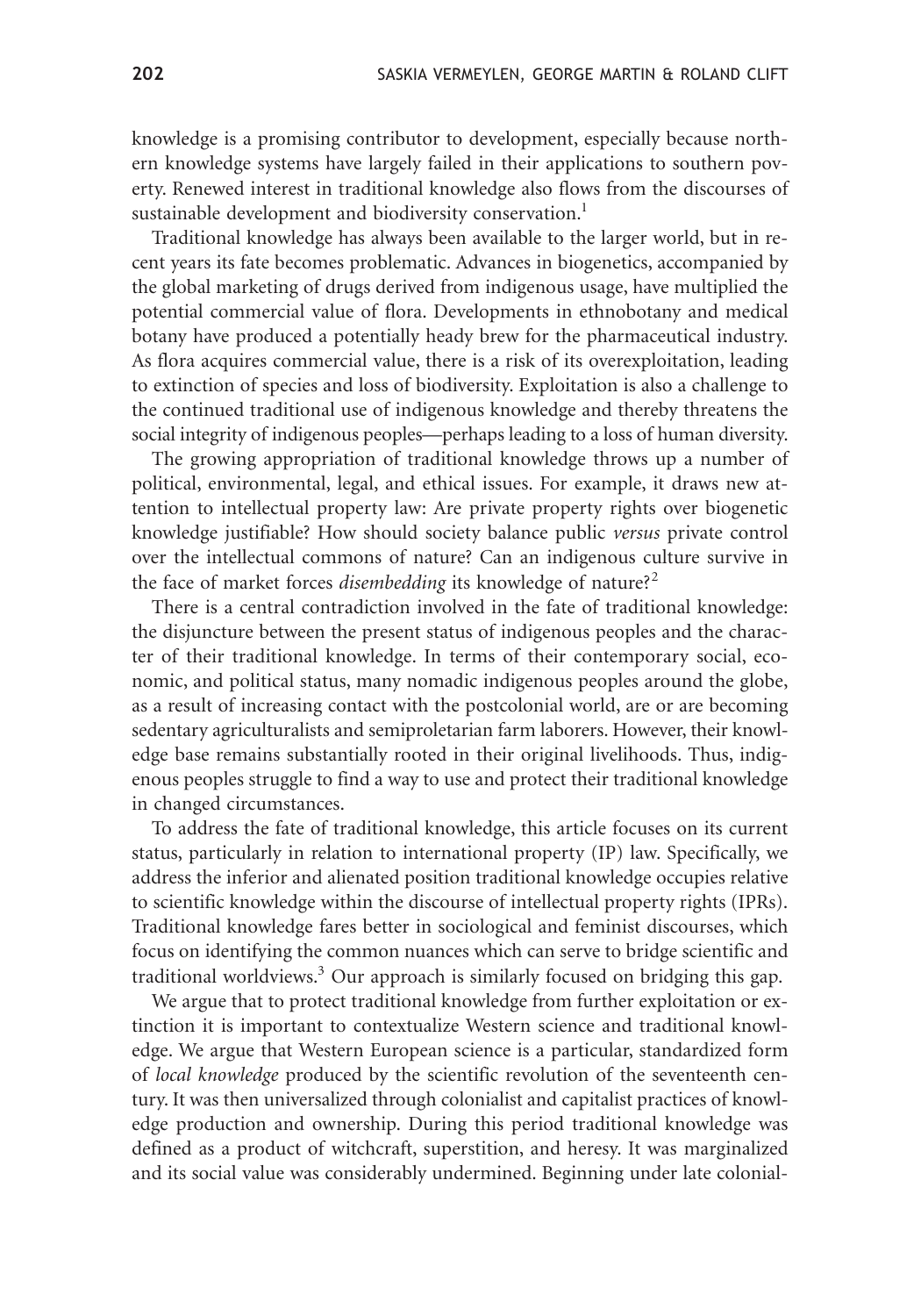knowledge is a promising contributor to development, especially because northern knowledge systems have largely failed in their applications to southern poverty. Renewed interest in traditional knowledge also flows from the discourses of sustainable development and biodiversity conservation.[1]

Traditional knowledge has always been available to the larger world, but in recent years its fate becomes problematic. Advances in biogenetics, accompanied by the global marketing of drugs derived from indigenous usage, have multiplied the potential commercial value of flora. Developments in ethnobotany and medical botany have produced a potentially heady brew for the pharmaceutical industry. As flora acquires commercial value, there is a risk of its overexploitation, leading to extinction of species and loss of biodiversity. Exploitation is also a challenge to the continued traditional use of indigenous knowledge and thereby threatens the social integrity of indigenous peoples—perhaps leading to a loss of human diversity.

The growing appropriation of traditional knowledge throws up a number of political, environmental, legal, and ethical issues. For example, it draws new attention to intellectual property law: Are private property rights over biogenetic knowledge justifiable? How should society balance public *versus* private control over the intellectual commons of nature? Can an indigenous culture survive in the face of market forces *disembedding* its knowledge of nature?[2]

There is a central contradiction involved in the fate of traditional knowledge: the disjuncture between the present status of indigenous peoples and the character of their traditional knowledge. In terms of their contemporary social, economic, and political status, many nomadic indigenous peoples around the globe, as a result of increasing contact with the postcolonial world, are or are becoming sedentary agriculturalists and semiproletarian farm laborers. However, their knowledge base remains substantially rooted in their original livelihoods. Thus, indigenous peoples struggle to find a way to use and protect their traditional knowledge in changed circumstances.

To address the fate of traditional knowledge, this article focuses on its current status, particularly in relation to international property (IP) law. Specifically, we address the inferior and alienated position traditional knowledge occupies relative to scientific knowledge within the discourse of intellectual property rights (IPRs). Traditional knowledge fares better in sociological and feminist discourses, which focus on identifying the common nuances which can serve to bridge scientific and traditional worldviews.[3] Our approach is similarly focused on bridging this gap.

We argue that to protect traditional knowledge from further exploitation or extinction it is important to contextualize Western science and traditional knowledge. We argue that Western European science is a particular, standardized form of *local knowledge* produced by the scientific revolution of the seventeenth century. It was then universalized through colonialist and capitalist practices of knowledge production and ownership. During this period traditional knowledge was defined as a product of witchcraft, superstition, and heresy. It was marginalized and its social value was considerably undermined. Beginning under late colonial-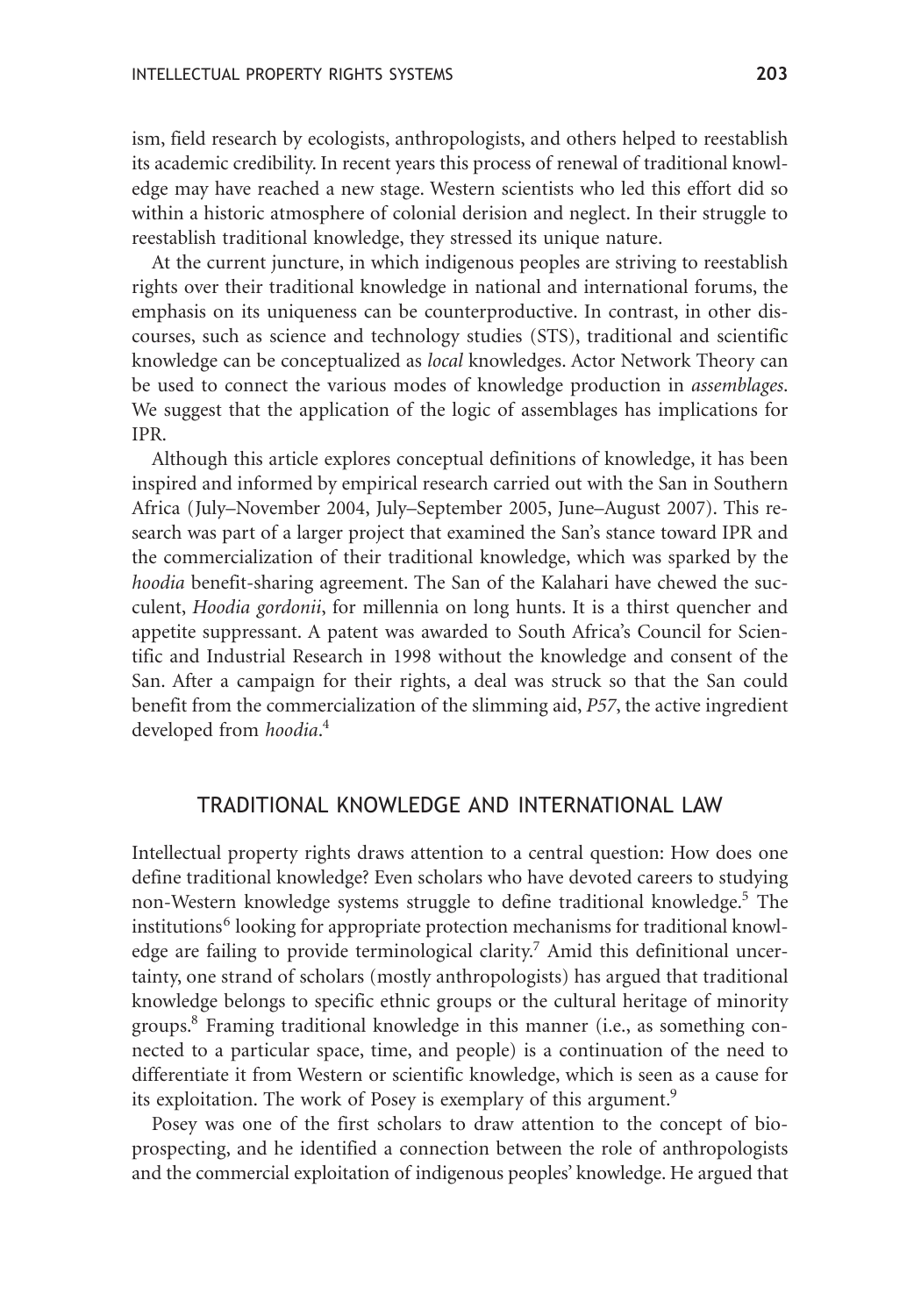ism, field research by ecologists, anthropologists, and others helped to reestablish its academic credibility. In recent years this process of renewal of traditional knowledge may have reached a new stage. Western scientists who led this effort did so within a historic atmosphere of colonial derision and neglect. In their struggle to reestablish traditional knowledge, they stressed its unique nature.

At the current juncture, in which indigenous peoples are striving to reestablish rights over their traditional knowledge in national and international forums, the emphasis on its uniqueness can be counterproductive. In contrast, in other discourses, such as science and technology studies (STS), traditional and scientific knowledge can be conceptualized as *local* knowledges. Actor Network Theory can be used to connect the various modes of knowledge production in *assemblages*. We suggest that the application of the logic of assemblages has implications for IPR.

Although this article explores conceptual definitions of knowledge, it has been inspired and informed by empirical research carried out with the San in Southern Africa (July–November 2004, July–September 2005, June–August 2007). This research was part of a larger project that examined the San's stance toward IPR and the commercialization of their traditional knowledge, which was sparked by the *hoodia* benefit-sharing agreement. The San of the Kalahari have chewed the succulent, *Hoodia gordonii*, for millennia on long hunts. It is a thirst quencher and appetite suppressant. A patent was awarded to South Africa's Council for Scientific and Industrial Research in 1998 without the knowledge and consent of the San. After a campaign for their rights, a deal was struck so that the San could benefit from the commercialization of the slimming aid, *P57*, the active ingredient developed from *hoodia*.[4]

## TRADITIONAL KNOWLEDGE AND INTERNATIONAL LAW

Intellectual property rights draws attention to a central question: How does one define traditional knowledge? Even scholars who have devoted careers to studying non-Western knowledge systems struggle to define traditional knowledge.[5] The institutions[6] looking for appropriate protection mechanisms for traditional knowledge are failing to provide terminological clarity.[7] Amid this definitional uncertainty, one strand of scholars (mostly anthropologists) has argued that traditional knowledge belongs to specific ethnic groups or the cultural heritage of minority groups.[8] Framing traditional knowledge in this manner (i.e., as something connected to a particular space, time, and people) is a continuation of the need to differentiate it from Western or scientific knowledge, which is seen as a cause for its exploitation. The work of Posey is exemplary of this argument.[9]

Posey was one of the first scholars to draw attention to the concept of bioprospecting, and he identified a connection between the role of anthropologists and the commercial exploitation of indigenous peoples' knowledge. He argued that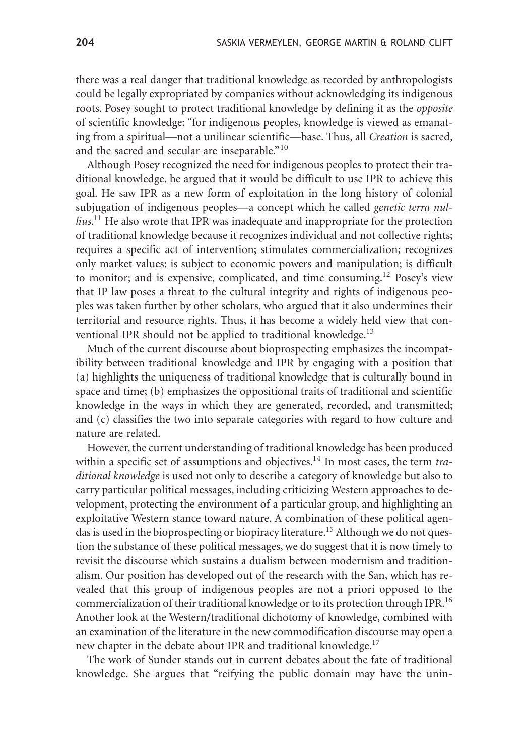there was a real danger that traditional knowledge as recorded by anthropologists could be legally expropriated by companies without acknowledging its indigenous roots. Posey sought to protect traditional knowledge by defining it as the *opposite* of scientific knowledge: "for indigenous peoples, knowledge is viewed as emanating from a spiritual—not a unilinear scientific—base. Thus, all *Creation* is sacred, and the sacred and secular are inseparable."[10]

Although Posey recognized the need for indigenous peoples to protect their traditional knowledge, he argued that it would be difficult to use IPR to achieve this goal. He saw IPR as a new form of exploitation in the long history of colonial subjugation of indigenous peoples—a concept which he called *genetic terra nullius*.[11] He also wrote that IPR was inadequate and inappropriate for the protection of traditional knowledge because it recognizes individual and not collective rights; requires a specific act of intervention; stimulates commercialization; recognizes only market values; is subject to economic powers and manipulation; is difficult to monitor; and is expensive, complicated, and time consuming.[12] Posey's view that IP law poses a threat to the cultural integrity and rights of indigenous peoples was taken further by other scholars, who argued that it also undermines their territorial and resource rights. Thus, it has become a widely held view that conventional IPR should not be applied to traditional knowledge.[13]

Much of the current discourse about bioprospecting emphasizes the incompatibility between traditional knowledge and IPR by engaging with a position that (a) highlights the uniqueness of traditional knowledge that is culturally bound in space and time; (b) emphasizes the oppositional traits of traditional and scientific knowledge in the ways in which they are generated, recorded, and transmitted; and (c) classifies the two into separate categories with regard to how culture and nature are related.

However, the current understanding of traditional knowledge has been produced within a specific set of assumptions and objectives.[14] In most cases, the term *traditional knowledge* is used not only to describe a category of knowledge but also to carry particular political messages, including criticizing Western approaches to development, protecting the environment of a particular group, and highlighting an exploitative Western stance toward nature. A combination of these political agendas is used in the bioprospecting or biopiracy literature.[15] Although we do not question the substance of these political messages, we do suggest that it is now timely to revisit the discourse which sustains a dualism between modernism and traditionalism. Our position has developed out of the research with the San, which has revealed that this group of indigenous peoples are not a priori opposed to the commercialization of their traditional knowledge or to its protection through IPR.[16] Another look at the Western/traditional dichotomy of knowledge, combined with an examination of the literature in the new commodification discourse may open a new chapter in the debate about IPR and traditional knowledge.[17]

The work of Sunder stands out in current debates about the fate of traditional knowledge. She argues that "reifying the public domain may have the unin-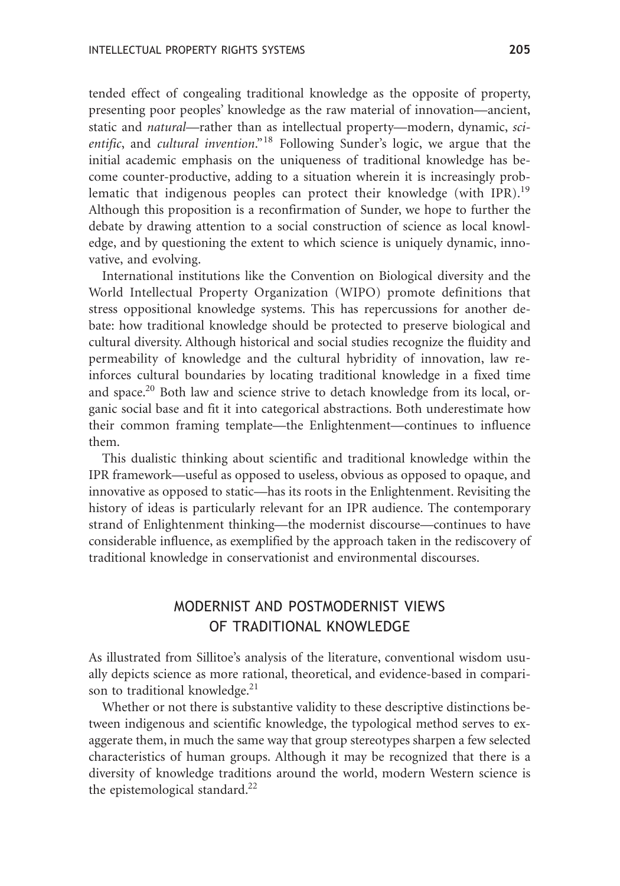tended effect of congealing traditional knowledge as the opposite of property, presenting poor peoples' knowledge as the raw material of innovation—ancient, static and *natural*—rather than as intellectual property—modern, dynamic, *scientific*, and *cultural invention*."[18] Following Sunder's logic, we argue that the initial academic emphasis on the uniqueness of traditional knowledge has become counter-productive, adding to a situation wherein it is increasingly problematic that indigenous peoples can protect their knowledge (with IPR).[19] Although this proposition is a reconfirmation of Sunder, we hope to further the debate by drawing attention to a social construction of science as local knowledge, and by questioning the extent to which science is uniquely dynamic, innovative, and evolving.

International institutions like the Convention on Biological diversity and the World Intellectual Property Organization (WIPO) promote definitions that stress oppositional knowledge systems. This has repercussions for another debate: how traditional knowledge should be protected to preserve biological and cultural diversity. Although historical and social studies recognize the fluidity and permeability of knowledge and the cultural hybridity of innovation, law reinforces cultural boundaries by locating traditional knowledge in a fixed time and space.[20] Both law and science strive to detach knowledge from its local, organic social base and fit it into categorical abstractions. Both underestimate how their common framing template—the Enlightenment—continues to influence them.

This dualistic thinking about scientific and traditional knowledge within the IPR framework—useful as opposed to useless, obvious as opposed to opaque, and innovative as opposed to static—has its roots in the Enlightenment. Revisiting the history of ideas is particularly relevant for an IPR audience. The contemporary strand of Enlightenment thinking—the modernist discourse—continues to have considerable influence, as exemplified by the approach taken in the rediscovery of traditional knowledge in conservationist and environmental discourses.

## MODERNIST AND POSTMODERNIST VIEWS OF TRADITIONAL KNOWLEDGE

As illustrated from Sillitoe's analysis of the literature, conventional wisdom usually depicts science as more rational, theoretical, and evidence-based in comparison to traditional knowledge.[21]

Whether or not there is substantive validity to these descriptive distinctions between indigenous and scientific knowledge, the typological method serves to exaggerate them, in much the same way that group stereotypes sharpen a few selected characteristics of human groups. Although it may be recognized that there is a diversity of knowledge traditions around the world, modern Western science is the epistemological standard.[22]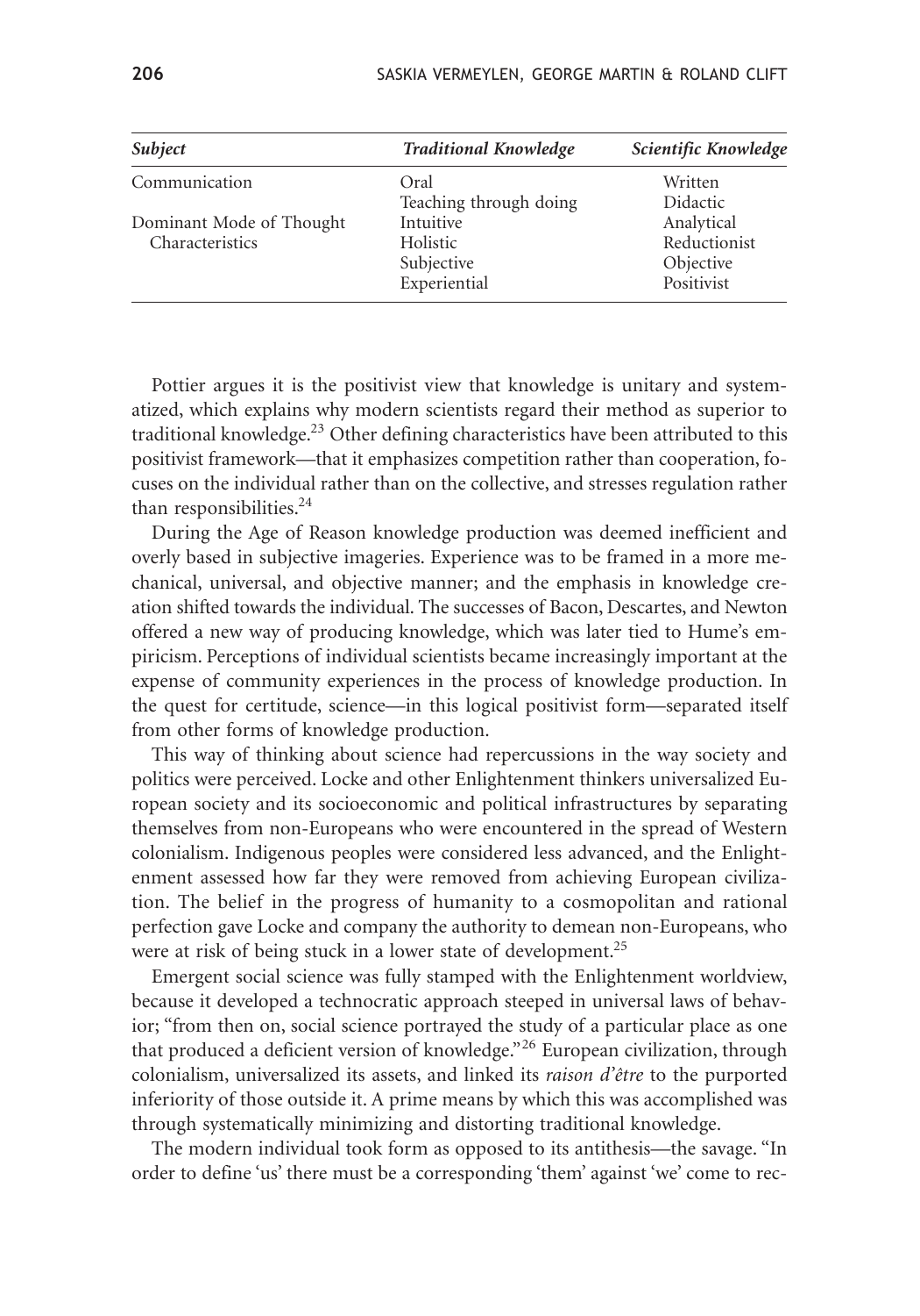| Subject | Traditional Knowledge | Scientific Knowledge |
|---|---|---|
| Communication | Oral | Written |
| | Teaching through doing | Didactic |
| Dominant Mode of Thought | Intuitive | Analytical |
| Characteristics | Holistic | Reductionist |
| | Subjective | Objective |
| | Experiential | Positivist |

Pottier argues it is the positivist view that knowledge is unitary and systematized, which explains why modern scientists regard their method as superior to traditional knowledge.[23] Other defining characteristics have been attributed to this positivist framework—that it emphasizes competition rather than cooperation, focuses on the individual rather than on the collective, and stresses regulation rather than responsibilities.[24]

During the Age of Reason knowledge production was deemed inefficient and overly based in subjective imageries. Experience was to be framed in a more mechanical, universal, and objective manner; and the emphasis in knowledge creation shifted towards the individual. The successes of Bacon, Descartes, and Newton offered a new way of producing knowledge, which was later tied to Hume's empiricism. Perceptions of individual scientists became increasingly important at the expense of community experiences in the process of knowledge production. In the quest for certitude, science—in this logical positivist form—separated itself from other forms of knowledge production.

This way of thinking about science had repercussions in the way society and politics were perceived. Locke and other Enlightenment thinkers universalized European society and its socioeconomic and political infrastructures by separating themselves from non-Europeans who were encountered in the spread of Western colonialism. Indigenous peoples were considered less advanced, and the Enlightenment assessed how far they were removed from achieving European civilization. The belief in the progress of humanity to a cosmopolitan and rational perfection gave Locke and company the authority to demean non-Europeans, who were at risk of being stuck in a lower state of development.[25]

Emergent social science was fully stamped with the Enlightenment worldview, because it developed a technocratic approach steeped in universal laws of behavior; "from then on, social science portrayed the study of a particular place as one that produced a deficient version of knowledge."[26] European civilization, through colonialism, universalized its assets, and linked its *raison d'être* to the purported inferiority of those outside it. A prime means by which this was accomplished was through systematically minimizing and distorting traditional knowledge.

The modern individual took form as opposed to its antithesis—the savage. "In order to define 'us' there must be a corresponding 'them' against 'we' come to rec-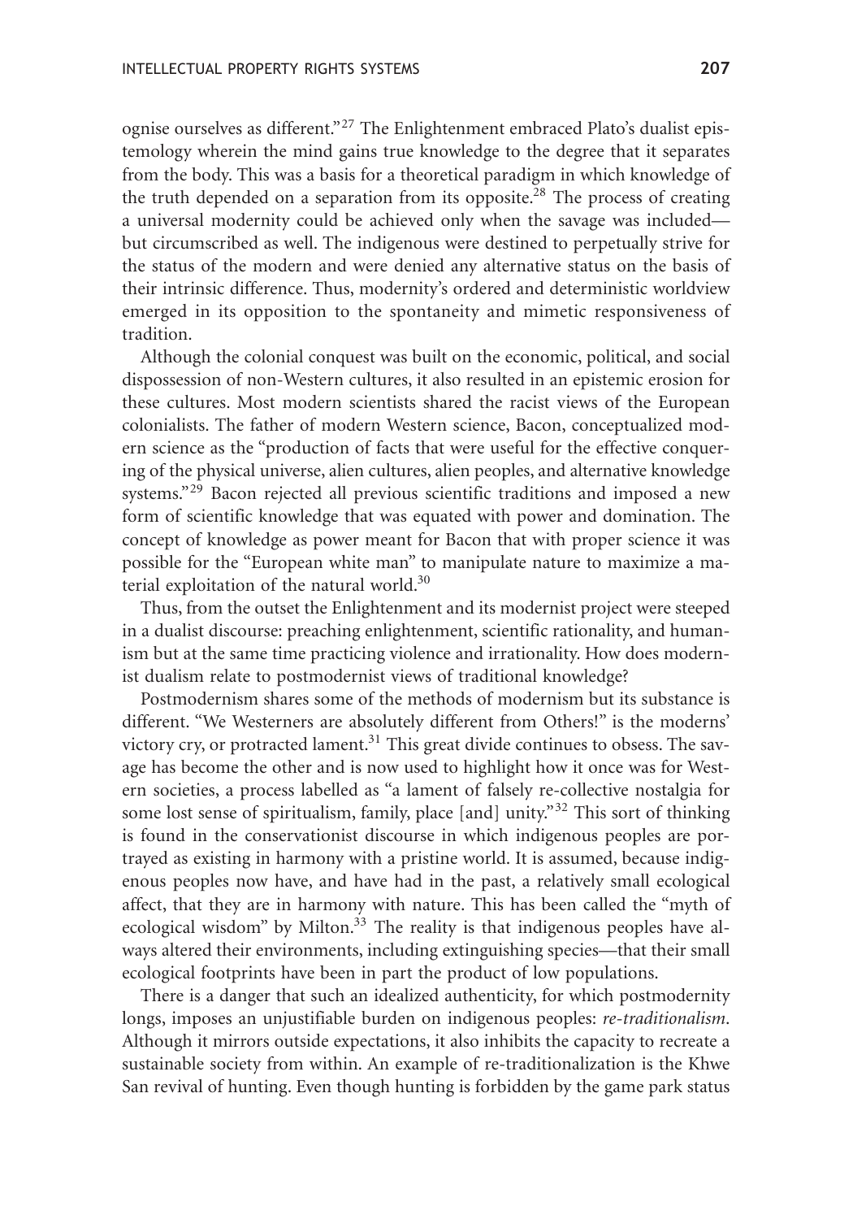ognise ourselves as different."[27] The Enlightenment embraced Plato's dualist epistemology wherein the mind gains true knowledge to the degree that it separates from the body. This was a basis for a theoretical paradigm in which knowledge of the truth depended on a separation from its opposite.[28] The process of creating a universal modernity could be achieved only when the savage was included—but circumscribed as well. The indigenous were destined to perpetually strive for the status of the modern and were denied any alternative status on the basis of their intrinsic difference. Thus, modernity's ordered and deterministic worldview emerged in its opposition to the spontaneity and mimetic responsiveness of tradition.

Although the colonial conquest was built on the economic, political, and social dispossession of non-Western cultures, it also resulted in an epistemic erosion for these cultures. Most modern scientists shared the racist views of the European colonialists. The father of modern Western science, Bacon, conceptualized modern science as the "production of facts that were useful for the effective conquering of the physical universe, alien cultures, alien peoples, and alternative knowledge systems."[29] Bacon rejected all previous scientific traditions and imposed a new form of scientific knowledge that was equated with power and domination. The concept of knowledge as power meant for Bacon that with proper science it was possible for the "European white man" to manipulate nature to maximize a material exploitation of the natural world.[30]

Thus, from the outset the Enlightenment and its modernist project were steeped in a dualist discourse: preaching enlightenment, scientific rationality, and humanism but at the same time practicing violence and irrationality. How does modernist dualism relate to postmodernist views of traditional knowledge?

Postmodernism shares some of the methods of modernism but its substance is different. "We Westerners are absolutely different from Others!" is the moderns' victory cry, or protracted lament.[31] This great divide continues to obsess. The savage has become the other and is now used to highlight how it once was for Western societies, a process labelled as "a lament of falsely re-collective nostalgia for some lost sense of spiritualism, family, place [and] unity."[32] This sort of thinking is found in the conservationist discourse in which indigenous peoples are portrayed as existing in harmony with a pristine world. It is assumed, because indigenous peoples now have, and have had in the past, a relatively small ecological affect, that they are in harmony with nature. This has been called the "myth of ecological wisdom" by Milton.[33] The reality is that indigenous peoples have always altered their environments, including extinguishing species—that their small ecological footprints have been in part the product of low populations.

There is a danger that such an idealized authenticity, for which postmodernity longs, imposes an unjustifiable burden on indigenous peoples: *re-traditionalism*. Although it mirrors outside expectations, it also inhibits the capacity to recreate a sustainable society from within. An example of re-traditionalization is the Khwe San revival of hunting. Even though hunting is forbidden by the game park status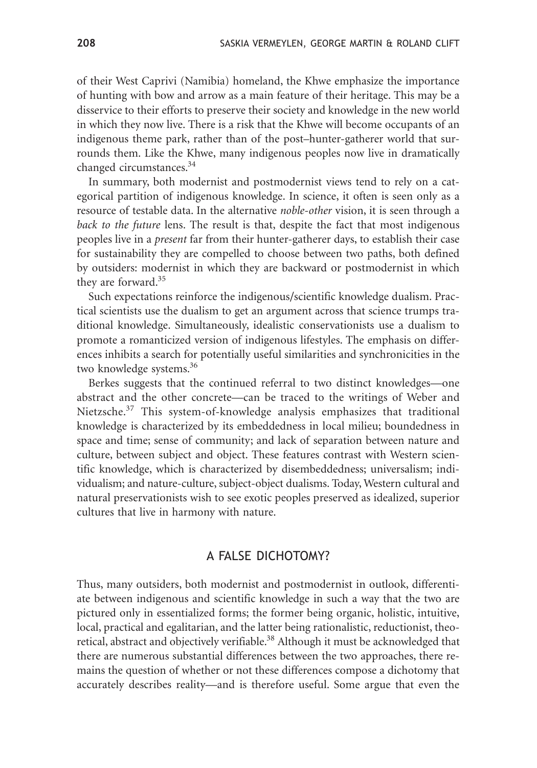of their West Caprivi (Namibia) homeland, the Khwe emphasize the importance of hunting with bow and arrow as a main feature of their heritage. This may be a disservice to their efforts to preserve their society and knowledge in the new world in which they now live. There is a risk that the Khwe will become occupants of an indigenous theme park, rather than of the post–hunter-gatherer world that surrounds them. Like the Khwe, many indigenous peoples now live in dramatically changed circumstances.[34]

In summary, both modernist and postmodernist views tend to rely on a categorical partition of indigenous knowledge. In science, it often is seen only as a resource of testable data. In the alternative *noble-other* vision, it is seen through a *back to the future* lens. The result is that, despite the fact that most indigenous peoples live in a *present* far from their hunter-gatherer days, to establish their case for sustainability they are compelled to choose between two paths, both defined by outsiders: modernist in which they are backward or postmodernist in which they are forward.[35]

Such expectations reinforce the indigenous/scientific knowledge dualism. Practical scientists use the dualism to get an argument across that science trumps traditional knowledge. Simultaneously, idealistic conservationists use a dualism to promote a romanticized version of indigenous lifestyles. The emphasis on differences inhibits a search for potentially useful similarities and synchronicities in the two knowledge systems.[36]

Berkes suggests that the continued referral to two distinct knowledges—one abstract and the other concrete—can be traced to the writings of Weber and Nietzsche.[37] This system-of-knowledge analysis emphasizes that traditional knowledge is characterized by its embeddedness in local milieu; boundedness in space and time; sense of community; and lack of separation between nature and culture, between subject and object. These features contrast with Western scientific knowledge, which is characterized by disembeddedness; universalism; individualism; and nature-culture, subject-object dualisms. Today, Western cultural and natural preservationists wish to see exotic peoples preserved as idealized, superior cultures that live in harmony with nature.

## A FALSE DICHOTOMY?

Thus, many outsiders, both modernist and postmodernist in outlook, differentiate between indigenous and scientific knowledge in such a way that the two are pictured only in essentialized forms; the former being organic, holistic, intuitive, local, practical and egalitarian, and the latter being rationalistic, reductionist, theoretical, abstract and objectively verifiable.[38] Although it must be acknowledged that there are numerous substantial differences between the two approaches, there remains the question of whether or not these differences compose a dichotomy that accurately describes reality—and is therefore useful. Some argue that even the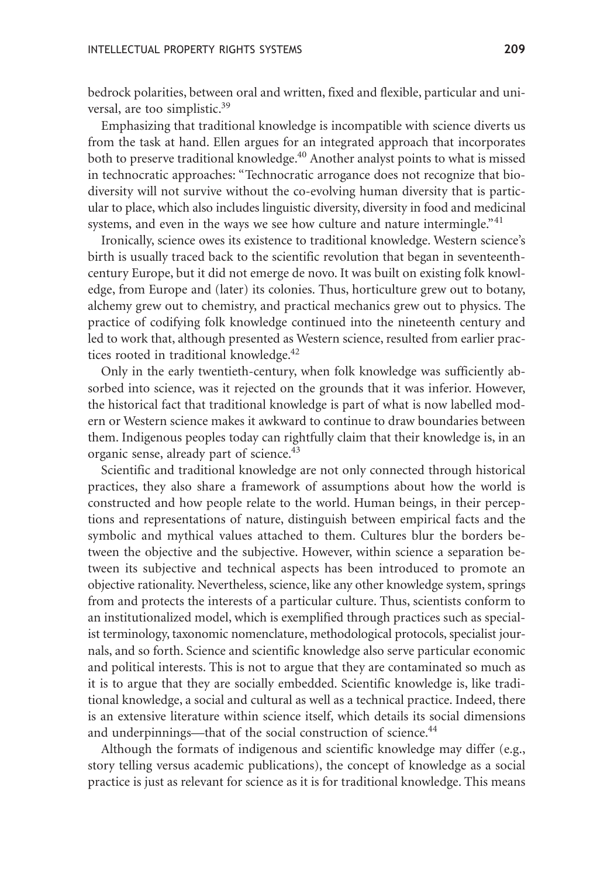bedrock polarities, between oral and written, fixed and flexible, particular and universal, are too simplistic.[39]

Emphasizing that traditional knowledge is incompatible with science diverts us from the task at hand. Ellen argues for an integrated approach that incorporates both to preserve traditional knowledge.[40] Another analyst points to what is missed in technocratic approaches: "Technocratic arrogance does not recognize that biodiversity will not survive without the co-evolving human diversity that is particular to place, which also includes linguistic diversity, diversity in food and medicinal systems, and even in the ways we see how culture and nature intermingle."[41]

Ironically, science owes its existence to traditional knowledge. Western science's birth is usually traced back to the scientific revolution that began in seventeenth-century Europe, but it did not emerge de novo. It was built on existing folk knowledge, from Europe and (later) its colonies. Thus, horticulture grew out to botany, alchemy grew out to chemistry, and practical mechanics grew out to physics. The practice of codifying folk knowledge continued into the nineteenth century and led to work that, although presented as Western science, resulted from earlier practices rooted in traditional knowledge.[42]

Only in the early twentieth-century, when folk knowledge was sufficiently absorbed into science, was it rejected on the grounds that it was inferior. However, the historical fact that traditional knowledge is part of what is now labelled modern or Western science makes it awkward to continue to draw boundaries between them. Indigenous peoples today can rightfully claim that their knowledge is, in an organic sense, already part of science.[43]

Scientific and traditional knowledge are not only connected through historical practices, they also share a framework of assumptions about how the world is constructed and how people relate to the world. Human beings, in their perceptions and representations of nature, distinguish between empirical facts and the symbolic and mythical values attached to them. Cultures blur the borders between the objective and the subjective. However, within science a separation between its subjective and technical aspects has been introduced to promote an objective rationality. Nevertheless, science, like any other knowledge system, springs from and protects the interests of a particular culture. Thus, scientists conform to an institutionalized model, which is exemplified through practices such as specialist terminology, taxonomic nomenclature, methodological protocols, specialist journals, and so forth. Science and scientific knowledge also serve particular economic and political interests. This is not to argue that they are contaminated so much as it is to argue that they are socially embedded. Scientific knowledge is, like traditional knowledge, a social and cultural as well as a technical practice. Indeed, there is an extensive literature within science itself, which details its social dimensions and underpinnings—that of the social construction of science.[44]

Although the formats of indigenous and scientific knowledge may differ (e.g., story telling versus academic publications), the concept of knowledge as a social practice is just as relevant for science as it is for traditional knowledge. This means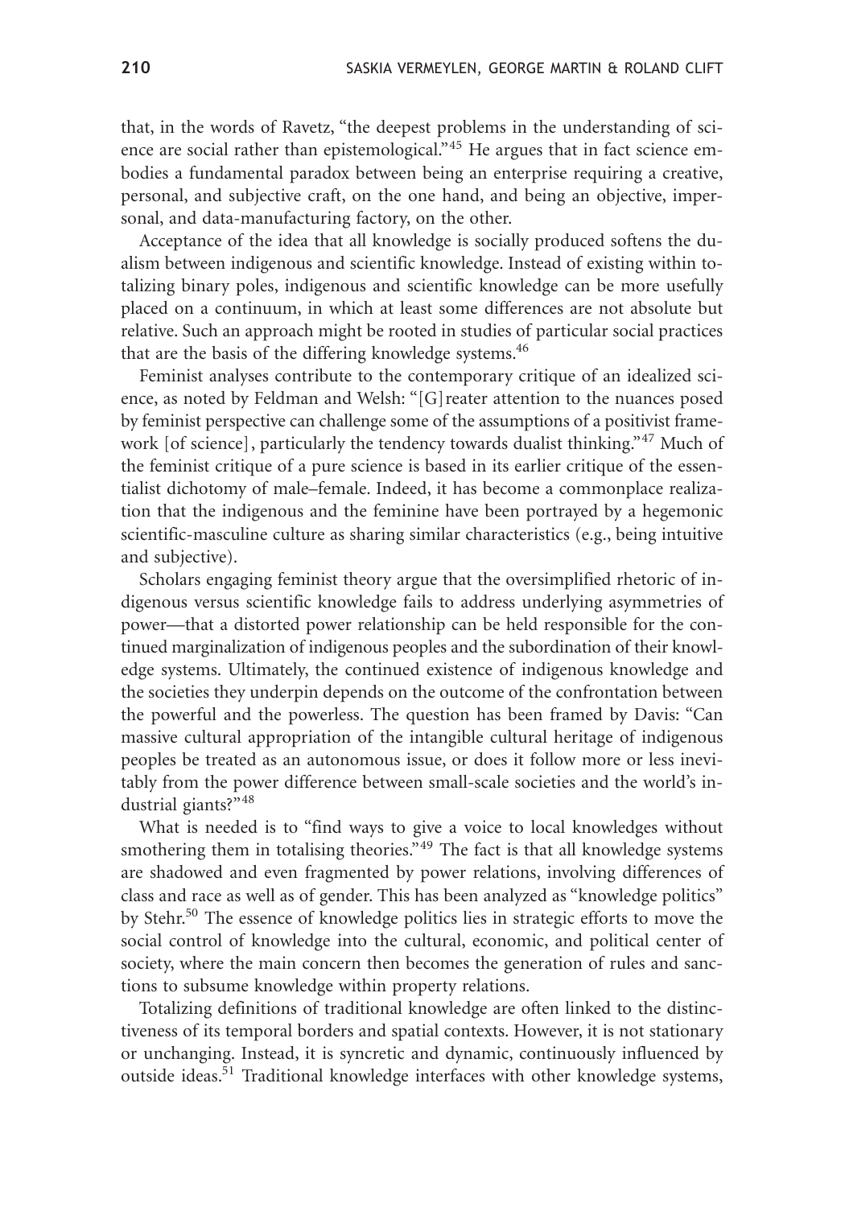that, in the words of Ravetz, "the deepest problems in the understanding of science are social rather than epistemological."[45] He argues that in fact science embodies a fundamental paradox between being an enterprise requiring a creative, personal, and subjective craft, on the one hand, and being an objective, impersonal, and data-manufacturing factory, on the other.

Acceptance of the idea that all knowledge is socially produced softens the dualism between indigenous and scientific knowledge. Instead of existing within totalizing binary poles, indigenous and scientific knowledge can be more usefully placed on a continuum, in which at least some differences are not absolute but relative. Such an approach might be rooted in studies of particular social practices that are the basis of the differing knowledge systems.[46]

Feminist analyses contribute to the contemporary critique of an idealized science, as noted by Feldman and Welsh: "[G]reater attention to the nuances posed by feminist perspective can challenge some of the assumptions of a positivist framework [of science], particularly the tendency towards dualist thinking."[47] Much of the feminist critique of a pure science is based in its earlier critique of the essentialist dichotomy of male–female. Indeed, it has become a commonplace realization that the indigenous and the feminine have been portrayed by a hegemonic scientific-masculine culture as sharing similar characteristics (e.g., being intuitive and subjective).

Scholars engaging feminist theory argue that the oversimplified rhetoric of indigenous versus scientific knowledge fails to address underlying asymmetries of power—that a distorted power relationship can be held responsible for the continued marginalization of indigenous peoples and the subordination of their knowledge systems. Ultimately, the continued existence of indigenous knowledge and the societies they underpin depends on the outcome of the confrontation between the powerful and the powerless. The question has been framed by Davis: "Can massive cultural appropriation of the intangible cultural heritage of indigenous peoples be treated as an autonomous issue, or does it follow more or less inevitably from the power difference between small-scale societies and the world's industrial giants?"[48]

What is needed is to "find ways to give a voice to local knowledges without smothering them in totalising theories."[49] The fact is that all knowledge systems are shadowed and even fragmented by power relations, involving differences of class and race as well as of gender. This has been analyzed as "knowledge politics" by Stehr.[50] The essence of knowledge politics lies in strategic efforts to move the social control of knowledge into the cultural, economic, and political center of society, where the main concern then becomes the generation of rules and sanctions to subsume knowledge within property relations.

Totalizing definitions of traditional knowledge are often linked to the distinctiveness of its temporal borders and spatial contexts. However, it is not stationary or unchanging. Instead, it is syncretic and dynamic, continuously influenced by outside ideas.[51] Traditional knowledge interfaces with other knowledge systems,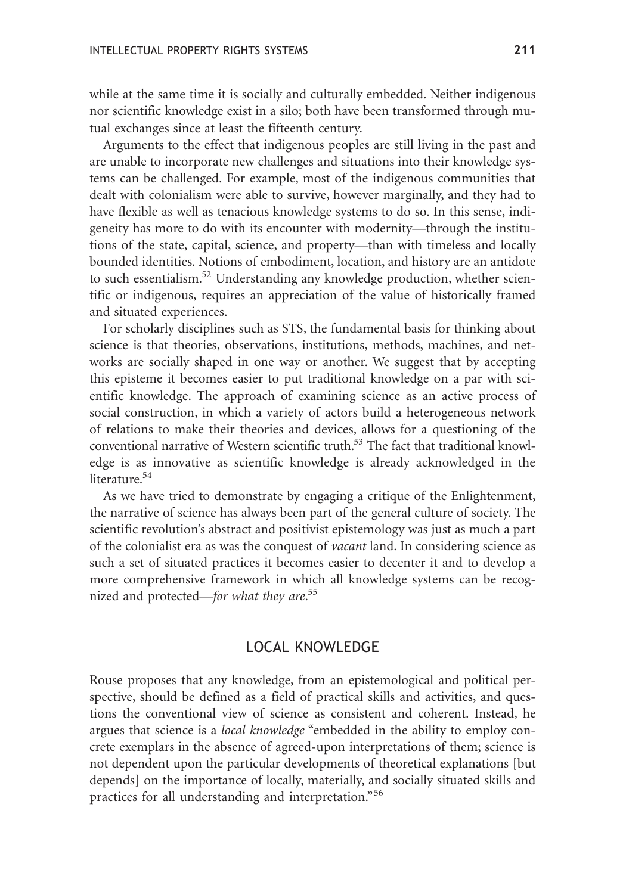while at the same time it is socially and culturally embedded. Neither indigenous nor scientific knowledge exist in a silo; both have been transformed through mutual exchanges since at least the fifteenth century.

Arguments to the effect that indigenous peoples are still living in the past and are unable to incorporate new challenges and situations into their knowledge systems can be challenged. For example, most of the indigenous communities that dealt with colonialism were able to survive, however marginally, and they had to have flexible as well as tenacious knowledge systems to do so. In this sense, indigeneity has more to do with its encounter with modernity—through the institutions of the state, capital, science, and property—than with timeless and locally bounded identities. Notions of embodiment, location, and history are an antidote to such essentialism.[52] Understanding any knowledge production, whether scientific or indigenous, requires an appreciation of the value of historically framed and situated experiences.

For scholarly disciplines such as STS, the fundamental basis for thinking about science is that theories, observations, institutions, methods, machines, and networks are socially shaped in one way or another. We suggest that by accepting this episteme it becomes easier to put traditional knowledge on a par with scientific knowledge. The approach of examining science as an active process of social construction, in which a variety of actors build a heterogeneous network of relations to make their theories and devices, allows for a questioning of the conventional narrative of Western scientific truth.[53] The fact that traditional knowledge is as innovative as scientific knowledge is already acknowledged in the literature.[54]

As we have tried to demonstrate by engaging a critique of the Enlightenment, the narrative of science has always been part of the general culture of society. The scientific revolution's abstract and positivist epistemology was just as much a part of the colonialist era as was the conquest of *vacant* land. In considering science as such a set of situated practices it becomes easier to decenter it and to develop a more comprehensive framework in which all knowledge systems can be recognized and protected—*for what they are*.[55]

## LOCAL KNOWLEDGE

Rouse proposes that any knowledge, from an epistemological and political perspective, should be defined as a field of practical skills and activities, and questions the conventional view of science as consistent and coherent. Instead, he argues that science is a *local knowledge* "embedded in the ability to employ concrete exemplars in the absence of agreed-upon interpretations of them; science is not dependent upon the particular developments of theoretical explanations [but depends] on the importance of locally, materially, and socially situated skills and practices for all understanding and interpretation."[56]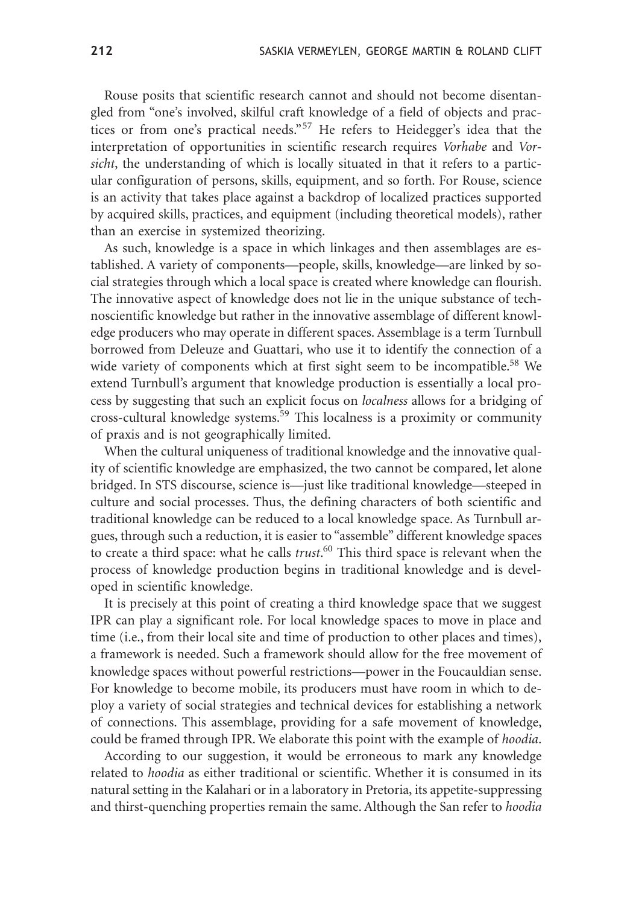Rouse posits that scientific research cannot and should not become disentangled from "one's involved, skilful craft knowledge of a field of objects and practices or from one's practical needs."[57] He refers to Heidegger's idea that the interpretation of opportunities in scientific research requires *Vorhabe* and *Vorsicht*, the understanding of which is locally situated in that it refers to a particular configuration of persons, skills, equipment, and so forth. For Rouse, science is an activity that takes place against a backdrop of localized practices supported by acquired skills, practices, and equipment (including theoretical models), rather than an exercise in systemized theorizing.

As such, knowledge is a space in which linkages and then assemblages are established. A variety of components—people, skills, knowledge—are linked by social strategies through which a local space is created where knowledge can flourish. The innovative aspect of knowledge does not lie in the unique substance of technoscientific knowledge but rather in the innovative assemblage of different knowledge producers who may operate in different spaces. Assemblage is a term Turnbull borrowed from Deleuze and Guattari, who use it to identify the connection of a wide variety of components which at first sight seem to be incompatible.[58] We extend Turnbull's argument that knowledge production is essentially a local process by suggesting that such an explicit focus on *localness* allows for a bridging of cross-cultural knowledge systems.[59] This localness is a proximity or community of praxis and is not geographically limited.

When the cultural uniqueness of traditional knowledge and the innovative quality of scientific knowledge are emphasized, the two cannot be compared, let alone bridged. In STS discourse, science is—just like traditional knowledge—steeped in culture and social processes. Thus, the defining characters of both scientific and traditional knowledge can be reduced to a local knowledge space. As Turnbull argues, through such a reduction, it is easier to "assemble" different knowledge spaces to create a third space: what he calls *trust*.[60] This third space is relevant when the process of knowledge production begins in traditional knowledge and is developed in scientific knowledge.

It is precisely at this point of creating a third knowledge space that we suggest IPR can play a significant role. For local knowledge spaces to move in place and time (i.e., from their local site and time of production to other places and times), a framework is needed. Such a framework should allow for the free movement of knowledge spaces without powerful restrictions—power in the Foucauldian sense. For knowledge to become mobile, its producers must have room in which to deploy a variety of social strategies and technical devices for establishing a network of connections. This assemblage, providing for a safe movement of knowledge, could be framed through IPR. We elaborate this point with the example of *hoodia*.

According to our suggestion, it would be erroneous to mark any knowledge related to *hoodia* as either traditional or scientific. Whether it is consumed in its natural setting in the Kalahari or in a laboratory in Pretoria, its appetite-suppressing and thirst-quenching properties remain the same. Although the San refer to *hoodia*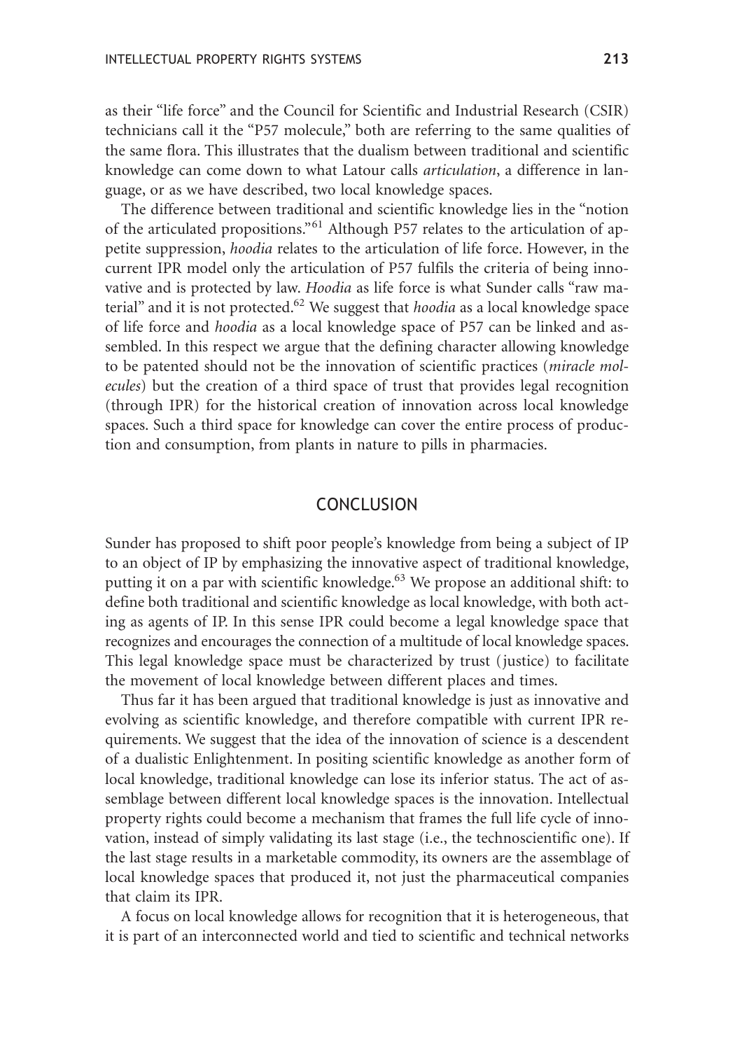as their "life force" and the Council for Scientific and Industrial Research (CSIR) technicians call it the "P57 molecule," both are referring to the same qualities of the same flora. This illustrates that the dualism between traditional and scientific knowledge can come down to what Latour calls *articulation*, a difference in language, or as we have described, two local knowledge spaces.

The difference between traditional and scientific knowledge lies in the "notion of the articulated propositions."[61] Although P57 relates to the articulation of appetite suppression, *hoodia* relates to the articulation of life force. However, in the current IPR model only the articulation of P57 fulfils the criteria of being innovative and is protected by law. *Hoodia* as life force is what Sunder calls "raw material" and it is not protected.[62] We suggest that *hoodia* as a local knowledge space of life force and *hoodia* as a local knowledge space of P57 can be linked and assembled. In this respect we argue that the defining character allowing knowledge to be patented should not be the innovation of scientific practices (*miracle molecules*) but the creation of a third space of trust that provides legal recognition (through IPR) for the historical creation of innovation across local knowledge spaces. Such a third space for knowledge can cover the entire process of production and consumption, from plants in nature to pills in pharmacies.

## CONCLUSION

Sunder has proposed to shift poor people's knowledge from being a subject of IP to an object of IP by emphasizing the innovative aspect of traditional knowledge, putting it on a par with scientific knowledge.[63] We propose an additional shift: to define both traditional and scientific knowledge as local knowledge, with both acting as agents of IP. In this sense IPR could become a legal knowledge space that recognizes and encourages the connection of a multitude of local knowledge spaces. This legal knowledge space must be characterized by trust (justice) to facilitate the movement of local knowledge between different places and times.

Thus far it has been argued that traditional knowledge is just as innovative and evolving as scientific knowledge, and therefore compatible with current IPR requirements. We suggest that the idea of the innovation of science is a descendent of a dualistic Enlightenment. In positing scientific knowledge as another form of local knowledge, traditional knowledge can lose its inferior status. The act of assemblage between different local knowledge spaces is the innovation. Intellectual property rights could become a mechanism that frames the full life cycle of innovation, instead of simply validating its last stage (i.e., the technoscientific one). If the last stage results in a marketable commodity, its owners are the assemblage of local knowledge spaces that produced it, not just the pharmaceutical companies that claim its IPR.

A focus on local knowledge allows for recognition that it is heterogeneous, that it is part of an interconnected world and tied to scientific and technical networks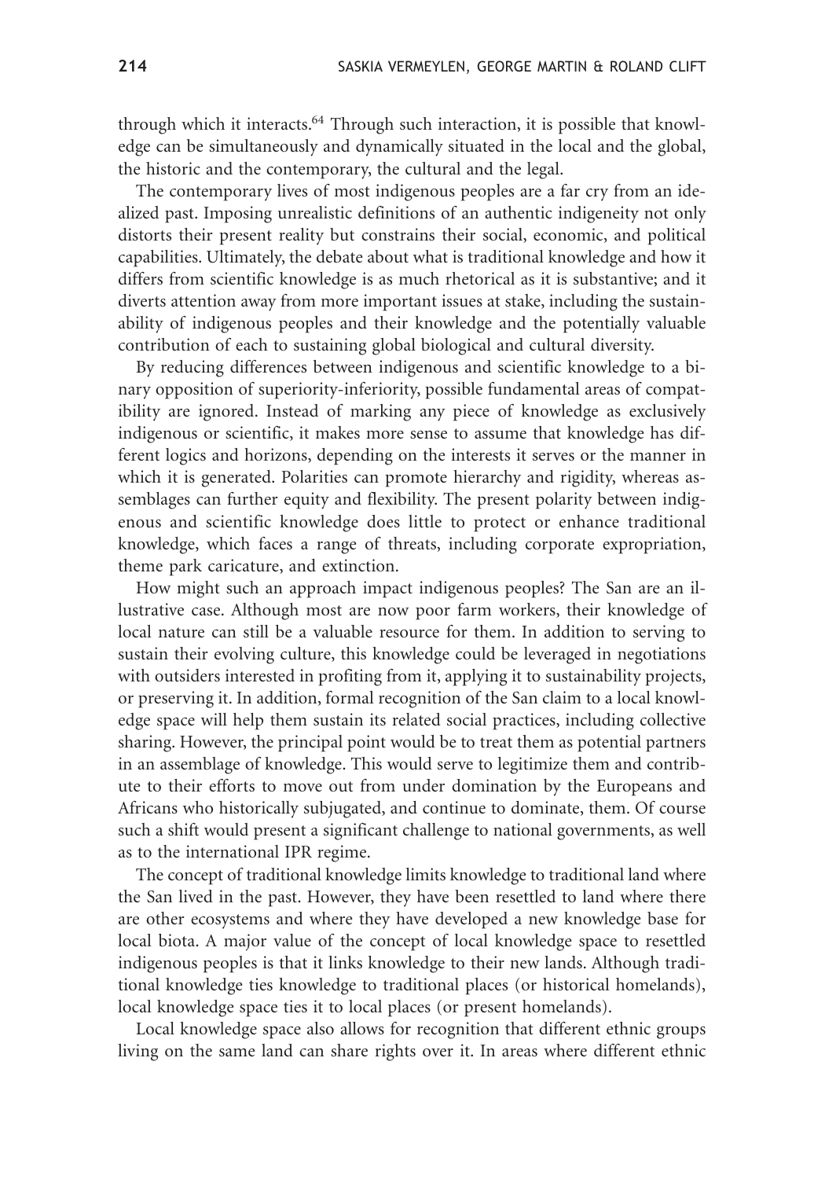through which it interacts.[64] Through such interaction, it is possible that knowledge can be simultaneously and dynamically situated in the local and the global, the historic and the contemporary, the cultural and the legal.

The contemporary lives of most indigenous peoples are a far cry from an idealized past. Imposing unrealistic definitions of an authentic indigeneity not only distorts their present reality but constrains their social, economic, and political capabilities. Ultimately, the debate about what is traditional knowledge and how it differs from scientific knowledge is as much rhetorical as it is substantive; and it diverts attention away from more important issues at stake, including the sustainability of indigenous peoples and their knowledge and the potentially valuable contribution of each to sustaining global biological and cultural diversity.

By reducing differences between indigenous and scientific knowledge to a binary opposition of superiority-inferiority, possible fundamental areas of compatibility are ignored. Instead of marking any piece of knowledge as exclusively indigenous or scientific, it makes more sense to assume that knowledge has different logics and horizons, depending on the interests it serves or the manner in which it is generated. Polarities can promote hierarchy and rigidity, whereas assemblages can further equity and flexibility. The present polarity between indigenous and scientific knowledge does little to protect or enhance traditional knowledge, which faces a range of threats, including corporate expropriation, theme park caricature, and extinction.

How might such an approach impact indigenous peoples? The San are an illustrative case. Although most are now poor farm workers, their knowledge of local nature can still be a valuable resource for them. In addition to serving to sustain their evolving culture, this knowledge could be leveraged in negotiations with outsiders interested in profiting from it, applying it to sustainability projects, or preserving it. In addition, formal recognition of the San claim to a local knowledge space will help them sustain its related social practices, including collective sharing. However, the principal point would be to treat them as potential partners in an assemblage of knowledge. This would serve to legitimize them and contribute to their efforts to move out from under domination by the Europeans and Africans who historically subjugated, and continue to dominate, them. Of course such a shift would present a significant challenge to national governments, as well as to the international IPR regime.

The concept of traditional knowledge limits knowledge to traditional land where the San lived in the past. However, they have been resettled to land where there are other ecosystems and where they have developed a new knowledge base for local biota. A major value of the concept of local knowledge space to resettled indigenous peoples is that it links knowledge to their new lands. Although traditional knowledge ties knowledge to traditional places (or historical homelands), local knowledge space ties it to local places (or present homelands).

Local knowledge space also allows for recognition that different ethnic groups living on the same land can share rights over it. In areas where different ethnic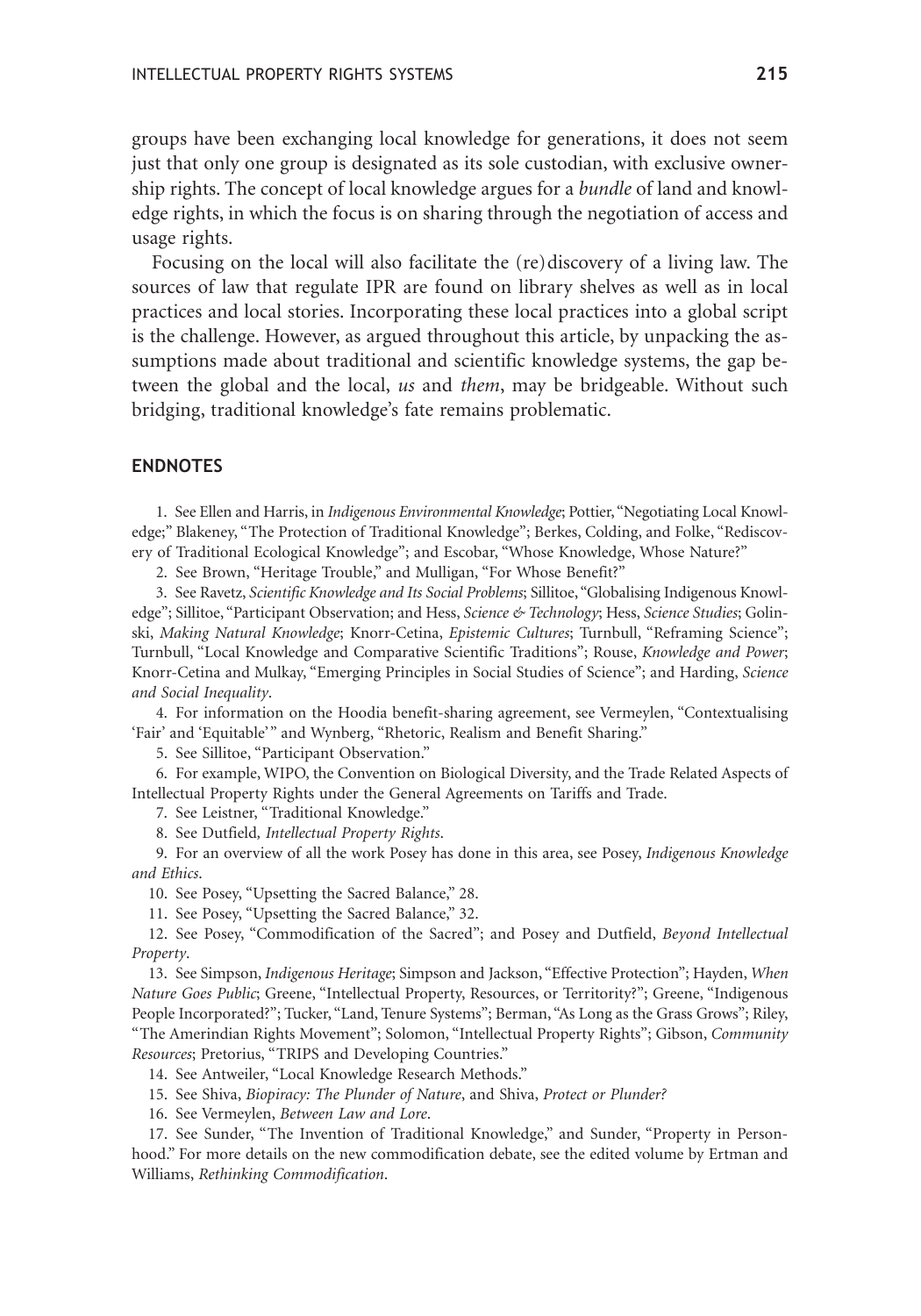groups have been exchanging local knowledge for generations, it does not seem just that only one group is designated as its sole custodian, with exclusive ownership rights. The concept of local knowledge argues for a *bundle* of land and knowledge rights, in which the focus is on sharing through the negotiation of access and usage rights.

Focusing on the local will also facilitate the (re)discovery of a living law. The sources of law that regulate IPR are found on library shelves as well as in local practices and local stories. Incorporating these local practices into a global script is the challenge. However, as argued throughout this article, by unpacking the assumptions made about traditional and scientific knowledge systems, the gap between the global and the local, *us* and *them*, may be bridgeable. Without such bridging, traditional knowledge's fate remains problematic.

## ENDNOTES

1. See Ellen and Harris, in *Indigenous Environmental Knowledge*; Pottier, "Negotiating Local Knowledge;" Blakeney, "The Protection of Traditional Knowledge"; Berkes, Colding, and Folke, "Rediscovery of Traditional Ecological Knowledge"; and Escobar, "Whose Knowledge, Whose Nature?"

2. See Brown, "Heritage Trouble," and Mulligan, "For Whose Benefit?"

3. See Ravetz, *Scientific Knowledge and Its Social Problems*; Sillitoe, "Globalising Indigenous Knowledge"; Sillitoe, "Participant Observation; and Hess, *Science & Technology*; Hess, *Science Studies*; Golinski, *Making Natural Knowledge*; Knorr-Cetina, *Epistemic Cultures*; Turnbull, "Reframing Science"; Turnbull, "Local Knowledge and Comparative Scientific Traditions"; Rouse, *Knowledge and Power*; Knorr-Cetina and Mulkay, "Emerging Principles in Social Studies of Science"; and Harding, *Science and Social Inequality*.

4. For information on the Hoodia benefit-sharing agreement, see Vermeylen, "Contextualising 'Fair' and 'Equitable'" and Wynberg, "Rhetoric, Realism and Benefit Sharing."

5. See Sillitoe, "Participant Observation."

6. For example, WIPO, the Convention on Biological Diversity, and the Trade Related Aspects of Intellectual Property Rights under the General Agreements on Tariffs and Trade.

7. See Leistner, "Traditional Knowledge."

8. See Dutfield*, Intellectual Property Rights*.

9. For an overview of all the work Posey has done in this area, see Posey, *Indigenous Knowledge and Ethics*.

10. See Posey, "Upsetting the Sacred Balance," 28.

11. See Posey, "Upsetting the Sacred Balance," 32.

12. See Posey, "Commodification of the Sacred"; and Posey and Dutfield, *Beyond Intellectual Property*.

13. See Simpson, *Indigenous Heritage*; Simpson and Jackson, "Effective Protection"; Hayden, *When Nature Goes Public*; Greene, "Intellectual Property, Resources, or Territority?"; Greene, "Indigenous People Incorporated?"; Tucker, "Land, Tenure Systems"; Berman, "As Long as the Grass Grows"; Riley, "The Amerindian Rights Movement"; Solomon, "Intellectual Property Rights"; Gibson, *Community Resources*; Pretorius, "TRIPS and Developing Countries."

14. See Antweiler, "Local Knowledge Research Methods."

15. See Shiva, *Biopiracy: The Plunder of Nature*, and Shiva, *Protect or Plunder?*

16. See Vermeylen, *Between Law and Lore*.

17. See Sunder, "The Invention of Traditional Knowledge," and Sunder, "Property in Personhood." For more details on the new commodification debate, see the edited volume by Ertman and Williams, *Rethinking Commodification*.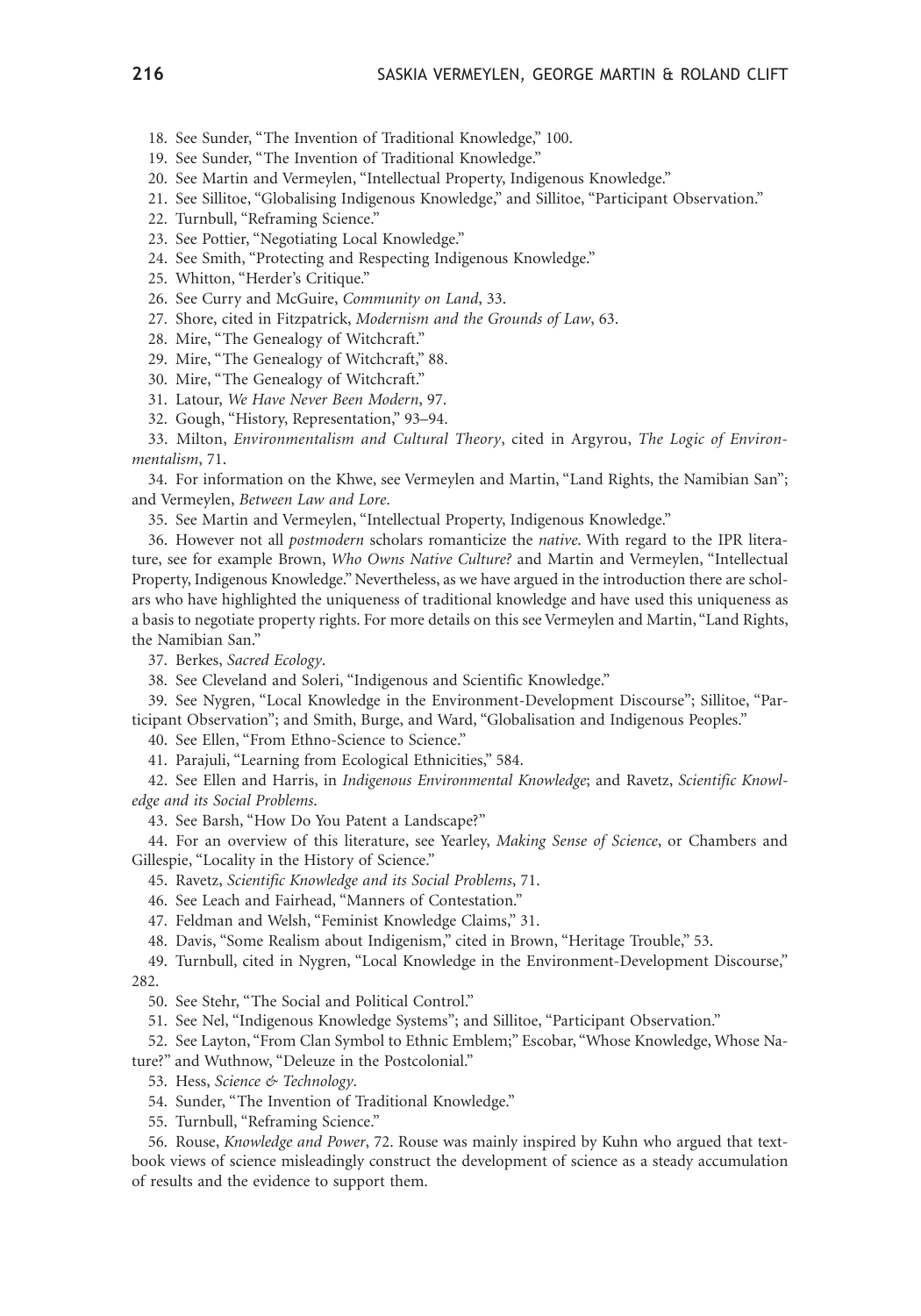18. See Sunder, "The Invention of Traditional Knowledge," 100.

19. See Sunder, "The Invention of Traditional Knowledge."

20. See Martin and Vermeylen, "Intellectual Property, Indigenous Knowledge."

21. See Sillitoe, "Globalising Indigenous Knowledge," and Sillitoe, "Participant Observation."

22. Turnbull, "Reframing Science."

23. See Pottier, "Negotiating Local Knowledge."

24. See Smith, "Protecting and Respecting Indigenous Knowledge."

25. Whitton, "Herder's Critique."

26. See Curry and McGuire, *Community on Land*, 33.

27. Shore, cited in Fitzpatrick, *Modernism and the Grounds of Law*, 63.

28. Mire, "The Genealogy of Witchcraft."

29. Mire, "The Genealogy of Witchcraft," 88.

30. Mire, "The Genealogy of Witchcraft."

31. Latour, *We Have Never Been Modern*, 97.

32. Gough, "History, Representation," 93–94.

33. Milton, *Environmentalism and Cultural Theory*, cited in Argyrou, *The Logic of Environmentalism*, 71.

34. For information on the Khwe, see Vermeylen and Martin, "Land Rights, the Namibian San"; and Vermeylen, *Between Law and Lore*.

35. See Martin and Vermeylen, "Intellectual Property, Indigenous Knowledge."

36. However not all *postmodern* scholars romanticize the *native*. With regard to the IPR literature, see for example Brown, *Who Owns Native Culture?* and Martin and Vermeylen, "Intellectual Property, Indigenous Knowledge." Nevertheless, as we have argued in the introduction there are scholars who have highlighted the uniqueness of traditional knowledge and have used this uniqueness as a basis to negotiate property rights. For more details on this see Vermeylen and Martin, "Land Rights, the Namibian San."

37. Berkes, *Sacred Ecology*.

38. See Cleveland and Soleri, "Indigenous and Scientific Knowledge."

39. See Nygren, "Local Knowledge in the Environment-Development Discourse"; Sillitoe, "Participant Observation"; and Smith, Burge, and Ward, "Globalisation and Indigenous Peoples."

40. See Ellen, "From Ethno-Science to Science."

41. Parajuli, "Learning from Ecological Ethnicities," 584.

42. See Ellen and Harris, in *Indigenous Environmental Knowledge*; and Ravetz, *Scientific Knowledge and its Social Problems*.

43. See Barsh, "How Do You Patent a Landscape?"

44. For an overview of this literature, see Yearley, *Making Sense of Science*, or Chambers and Gillespie, "Locality in the History of Science."

45. Ravetz, *Scientific Knowledge and its Social Problems*, 71.

46. See Leach and Fairhead, "Manners of Contestation."

47. Feldman and Welsh, "Feminist Knowledge Claims," 31.

48. Davis, "Some Realism about Indigenism," cited in Brown, "Heritage Trouble," 53.

49. Turnbull, cited in Nygren, "Local Knowledge in the Environment-Development Discourse," 282.

50. See Stehr, "The Social and Political Control."

51. See Nel, "Indigenous Knowledge Systems"; and Sillitoe, "Participant Observation."

52. See Layton, "From Clan Symbol to Ethnic Emblem;" Escobar, "Whose Knowledge, Whose Nature?" and Wuthnow, "Deleuze in the Postcolonial."

53. Hess, *Science & Technology*.

54. Sunder, "The Invention of Traditional Knowledge."

55. Turnbull, "Reframing Science."

56. Rouse, *Knowledge and Power*, 72. Rouse was mainly inspired by Kuhn who argued that textbook views of science misleadingly construct the development of science as a steady accumulation of results and the evidence to support them.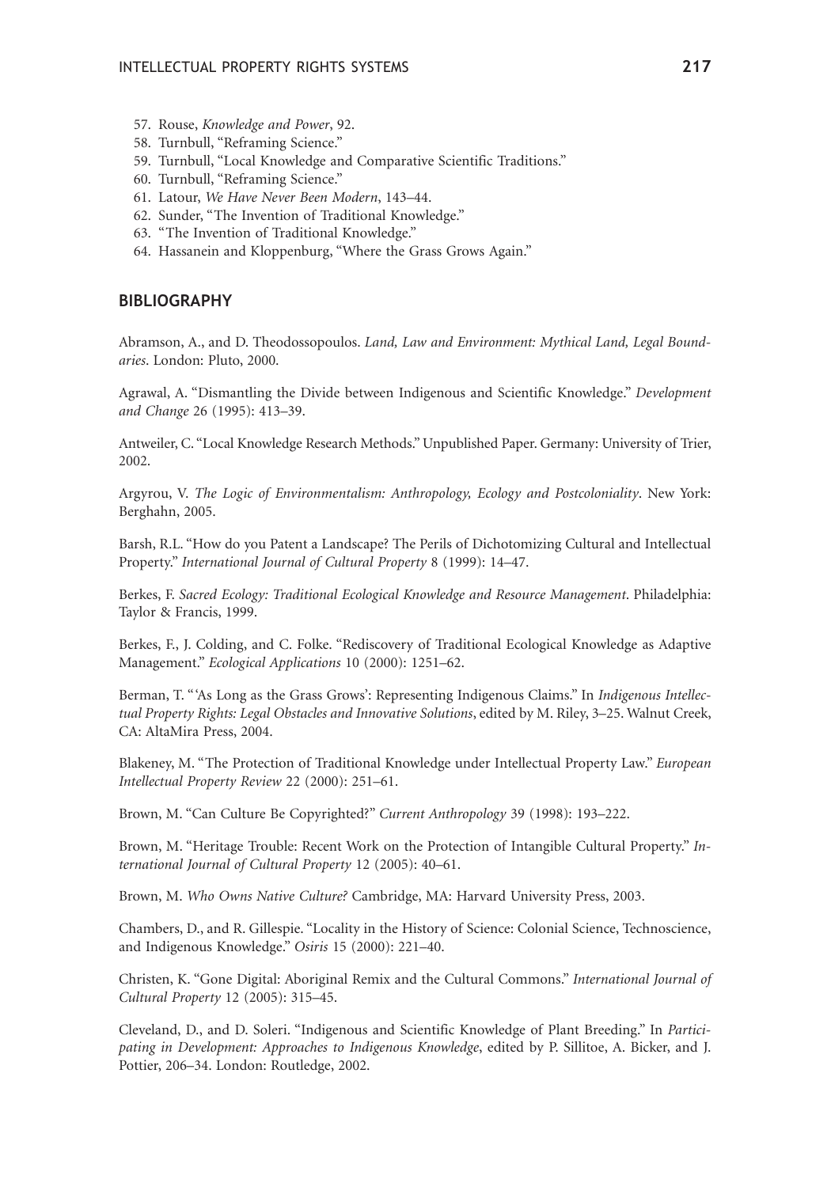57. Rouse, *Knowledge and Power*, 92.
58. Turnbull, "Reframing Science."
59. Turnbull, "Local Knowledge and Comparative Scientific Traditions."
60. Turnbull, "Reframing Science."
61. Latour, *We Have Never Been Modern*, 143–44.
62. Sunder, "The Invention of Traditional Knowledge."
63. "The Invention of Traditional Knowledge."
64. Hassanein and Kloppenburg, "Where the Grass Grows Again."

## BIBLIOGRAPHY

Abramson, A., and D. Theodossopoulos. *Land, Law and Environment: Mythical Land, Legal Boundaries*. London: Pluto, 2000.

Agrawal, A. "Dismantling the Divide between Indigenous and Scientific Knowledge." *Development and Change* 26 (1995): 413–39.

Antweiler, C. "Local Knowledge Research Methods." Unpublished Paper. Germany: University of Trier, 2002.

Argyrou, V. *The Logic of Environmentalism: Anthropology, Ecology and Postcoloniality*. New York: Berghahn, 2005.

Barsh, R.L. "How do you Patent a Landscape? The Perils of Dichotomizing Cultural and Intellectual Property." *International Journal of Cultural Property* 8 (1999): 14–47.

Berkes, F. *Sacred Ecology: Traditional Ecological Knowledge and Resource Management*. Philadelphia: Taylor & Francis, 1999.

Berkes, F., J. Colding, and C. Folke. "Rediscovery of Traditional Ecological Knowledge as Adaptive Management." *Ecological Applications* 10 (2000): 1251–62.

Berman, T. "'As Long as the Grass Grows': Representing Indigenous Claims." In *Indigenous Intellectual Property Rights: Legal Obstacles and Innovative Solutions*, edited by M. Riley, 3–25. Walnut Creek, CA: AltaMira Press, 2004.

Blakeney, M. "The Protection of Traditional Knowledge under Intellectual Property Law." *European Intellectual Property Review* 22 (2000): 251–61.

Brown, M. "Can Culture Be Copyrighted?" *Current Anthropology* 39 (1998): 193–222.

Brown, M. "Heritage Trouble: Recent Work on the Protection of Intangible Cultural Property." *International Journal of Cultural Property* 12 (2005): 40–61.

Brown, M. *Who Owns Native Culture?* Cambridge, MA: Harvard University Press, 2003.

Chambers, D., and R. Gillespie. "Locality in the History of Science: Colonial Science, Technoscience, and Indigenous Knowledge." *Osiris* 15 (2000): 221–40.

Christen, K. "Gone Digital: Aboriginal Remix and the Cultural Commons." *International Journal of Cultural Property* 12 (2005): 315–45.

Cleveland, D., and D. Soleri. "Indigenous and Scientific Knowledge of Plant Breeding." In *Participating in Development: Approaches to Indigenous Knowledge*, edited by P. Sillitoe, A. Bicker, and J. Pottier, 206–34. London: Routledge, 2002.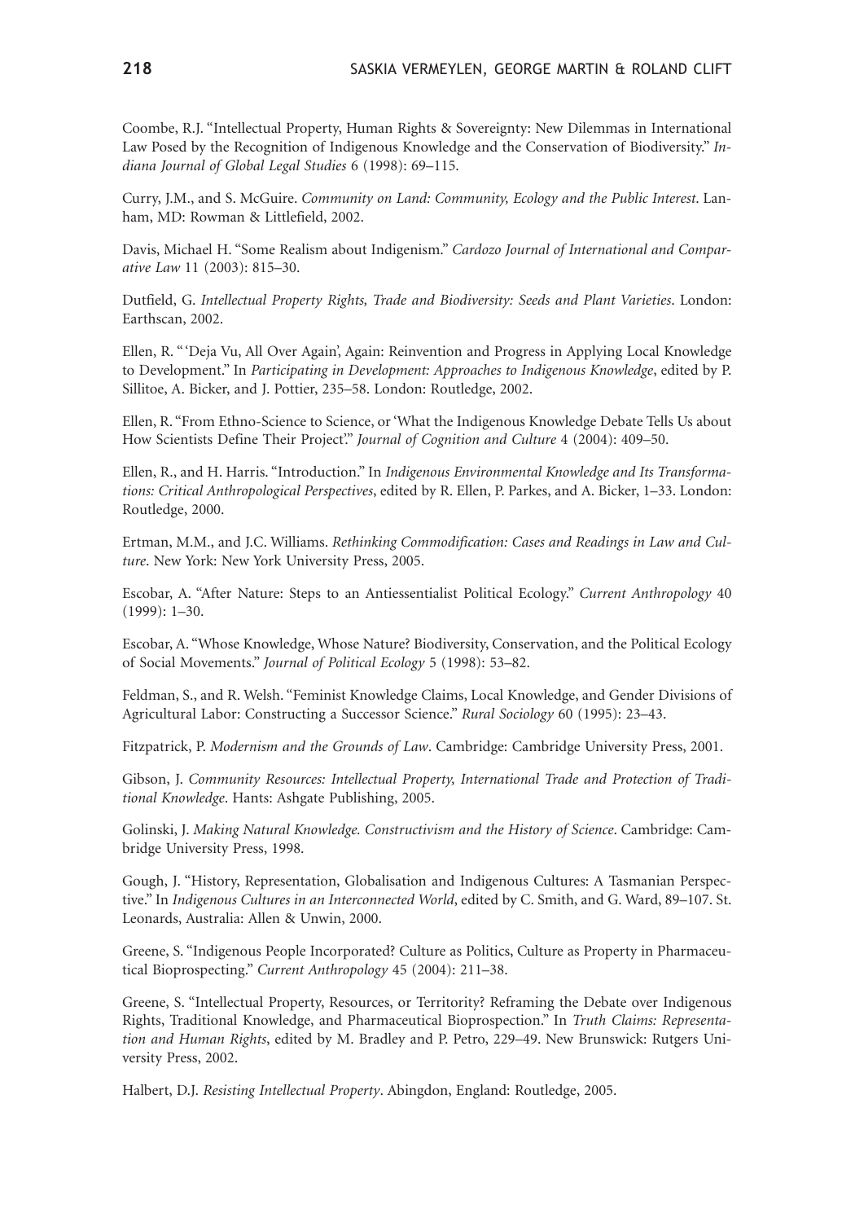Coombe, R.J. "Intellectual Property, Human Rights & Sovereignty: New Dilemmas in International Law Posed by the Recognition of Indigenous Knowledge and the Conservation of Biodiversity." *Indiana Journal of Global Legal Studies* 6 (1998): 69–115.

Curry, J.M., and S. McGuire. *Community on Land: Community, Ecology and the Public Interest*. Lanham, MD: Rowman & Littlefield, 2002.

Davis, Michael H. "Some Realism about Indigenism." *Cardozo Journal of International and Comparative Law* 11 (2003): 815–30.

Dutfield, G. *Intellectual Property Rights, Trade and Biodiversity: Seeds and Plant Varieties*. London: Earthscan, 2002.

Ellen, R. "'Deja Vu, All Over Again', Again: Reinvention and Progress in Applying Local Knowledge to Development." In *Participating in Development: Approaches to Indigenous Knowledge*, edited by P. Sillitoe, A. Bicker, and J. Pottier, 235–58. London: Routledge, 2002.

Ellen, R. "From Ethno-Science to Science, or 'What the Indigenous Knowledge Debate Tells Us about How Scientists Define Their Project'." *Journal of Cognition and Culture* 4 (2004): 409–50.

Ellen, R., and H. Harris. "Introduction." In *Indigenous Environmental Knowledge and Its Transformations: Critical Anthropological Perspectives*, edited by R. Ellen, P. Parkes, and A. Bicker, 1–33. London: Routledge, 2000.

Ertman, M.M., and J.C. Williams. *Rethinking Commodification: Cases and Readings in Law and Culture*. New York: New York University Press, 2005.

Escobar, A. "After Nature: Steps to an Antiessentialist Political Ecology." *Current Anthropology* 40 (1999): 1–30.

Escobar, A. "Whose Knowledge, Whose Nature? Biodiversity, Conservation, and the Political Ecology of Social Movements." *Journal of Political Ecology* 5 (1998): 53–82.

Feldman, S., and R. Welsh. "Feminist Knowledge Claims, Local Knowledge, and Gender Divisions of Agricultural Labor: Constructing a Successor Science." *Rural Sociology* 60 (1995): 23–43.

Fitzpatrick, P. *Modernism and the Grounds of Law*. Cambridge: Cambridge University Press, 2001.

Gibson, J. *Community Resources: Intellectual Property, International Trade and Protection of Traditional Knowledge*. Hants: Ashgate Publishing, 2005.

Golinski, J. *Making Natural Knowledge. Constructivism and the History of Science*. Cambridge: Cambridge University Press, 1998.

Gough, J. "History, Representation, Globalisation and Indigenous Cultures: A Tasmanian Perspective." In *Indigenous Cultures in an Interconnected World*, edited by C. Smith, and G. Ward, 89–107. St. Leonards, Australia: Allen & Unwin, 2000.

Greene, S. "Indigenous People Incorporated? Culture as Politics, Culture as Property in Pharmaceutical Bioprospecting." *Current Anthropology* 45 (2004): 211–38.

Greene, S. "Intellectual Property, Resources, or Territority? Reframing the Debate over Indigenous Rights, Traditional Knowledge, and Pharmaceutical Bioprospection." In *Truth Claims: Representation and Human Rights*, edited by M. Bradley and P. Petro, 229–49. New Brunswick: Rutgers University Press, 2002.

Halbert, D.J. *Resisting Intellectual Property*. Abingdon, England: Routledge, 2005.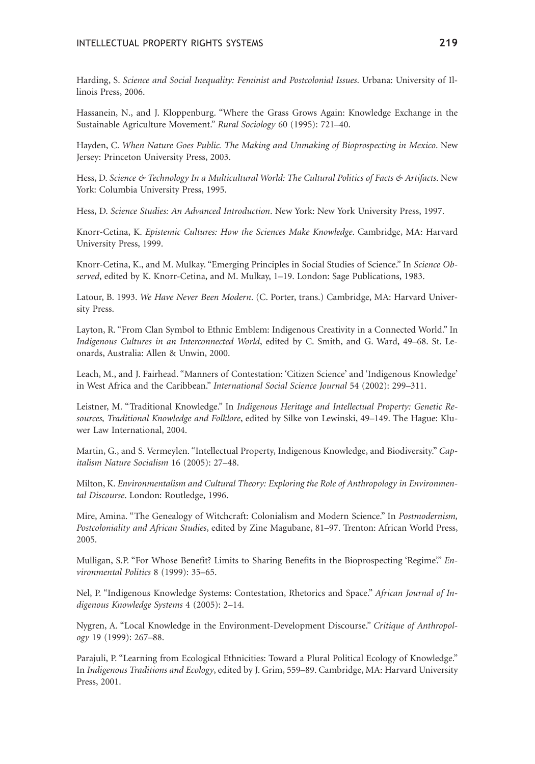Harding, S. *Science and Social Inequality: Feminist and Postcolonial Issues*. Urbana: University of Illinois Press, 2006.

Hassanein, N., and J. Kloppenburg. "Where the Grass Grows Again: Knowledge Exchange in the Sustainable Agriculture Movement." *Rural Sociology* 60 (1995): 721–40.

Hayden, C. *When Nature Goes Public. The Making and Unmaking of Bioprospecting in Mexico*. New Jersey: Princeton University Press, 2003.

Hess, D. *Science & Technology In a Multicultural World: The Cultural Politics of Facts & Artifacts*. New York: Columbia University Press, 1995.

Hess, D. *Science Studies: An Advanced Introduction*. New York: New York University Press, 1997.

Knorr-Cetina, K. *Epistemic Cultures: How the Sciences Make Knowledge*. Cambridge, MA: Harvard University Press, 1999.

Knorr-Cetina, K., and M. Mulkay. "Emerging Principles in Social Studies of Science." In *Science Observed*, edited by K. Knorr-Cetina, and M. Mulkay, 1–19. London: Sage Publications, 1983.

Latour, B. 1993. *We Have Never Been Modern*. (C. Porter, trans.) Cambridge, MA: Harvard University Press.

Layton, R. "From Clan Symbol to Ethnic Emblem: Indigenous Creativity in a Connected World." In *Indigenous Cultures in an Interconnected World*, edited by C. Smith, and G. Ward, 49–68. St. Leonards, Australia: Allen & Unwin, 2000.

Leach, M., and J. Fairhead. "Manners of Contestation: 'Citizen Science' and 'Indigenous Knowledge' in West Africa and the Caribbean." *International Social Science Journal* 54 (2002): 299–311.

Leistner, M. "Traditional Knowledge." In *Indigenous Heritage and Intellectual Property: Genetic Resources, Traditional Knowledge and Folklore*, edited by Silke von Lewinski, 49–149. The Hague: Kluwer Law International, 2004.

Martin, G., and S. Vermeylen. "Intellectual Property, Indigenous Knowledge, and Biodiversity." *Capitalism Nature Socialism* 16 (2005): 27–48.

Milton, K. *Environmentalism and Cultural Theory: Exploring the Role of Anthropology in Environmental Discourse*. London: Routledge, 1996.

Mire, Amina. "The Genealogy of Witchcraft: Colonialism and Modern Science." In *Postmodernism, Postcoloniality and African Studies*, edited by Zine Magubane, 81–97. Trenton: African World Press, 2005.

Mulligan, S.P. "For Whose Benefit? Limits to Sharing Benefits in the Bioprospecting 'Regime'." *Environmental Politics* 8 (1999): 35–65.

Nel, P. "Indigenous Knowledge Systems: Contestation, Rhetorics and Space." *African Journal of Indigenous Knowledge Systems* 4 (2005): 2–14.

Nygren, A. "Local Knowledge in the Environment-Development Discourse." *Critique of Anthropology* 19 (1999): 267–88.

Parajuli, P. "Learning from Ecological Ethnicities: Toward a Plural Political Ecology of Knowledge." In *Indigenous Traditions and Ecology*, edited by J. Grim, 559–89. Cambridge, MA: Harvard University Press, 2001.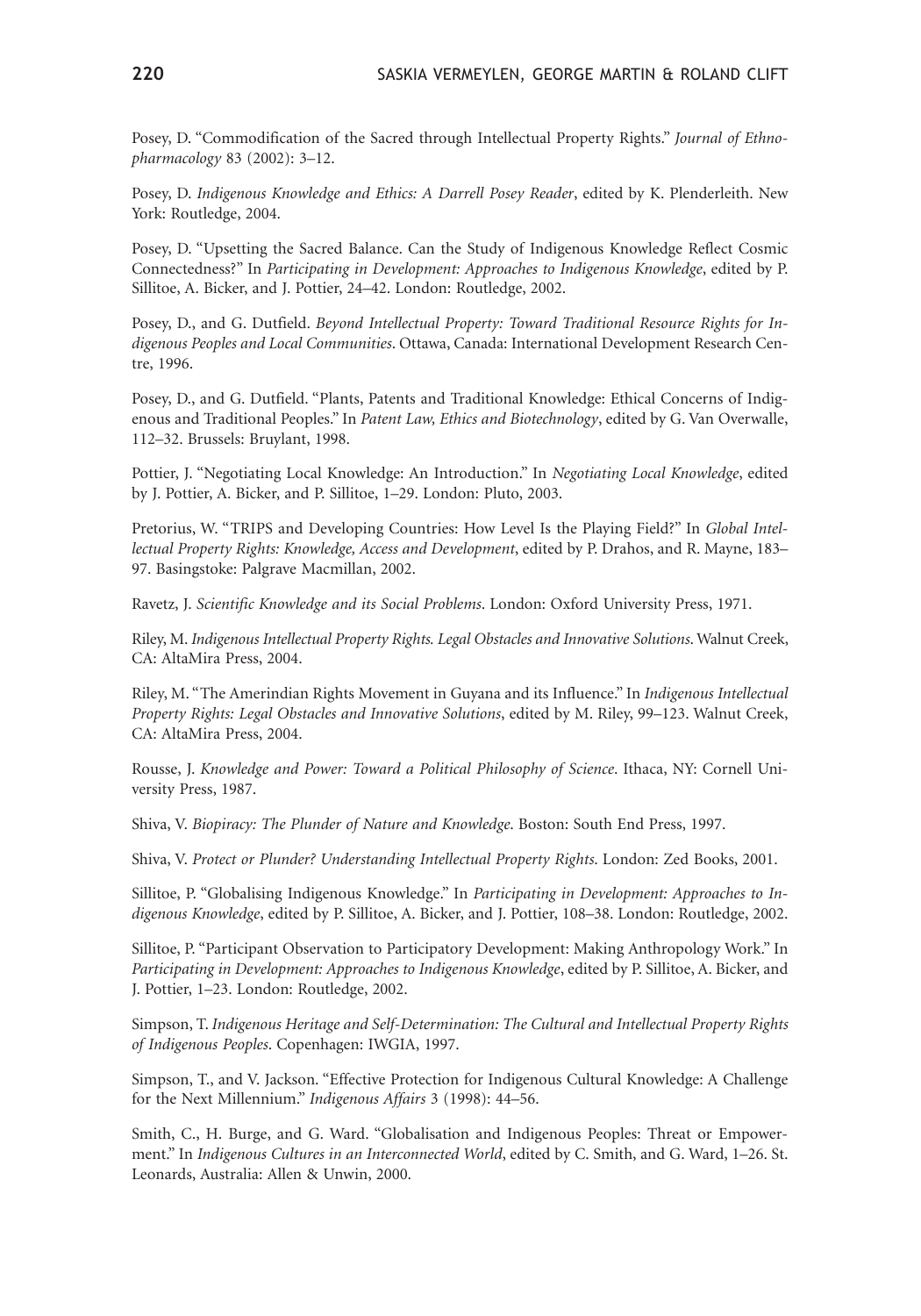Posey, D. "Commodification of the Sacred through Intellectual Property Rights." *Journal of Ethnopharmacology* 83 (2002): 3–12.

Posey, D. *Indigenous Knowledge and Ethics: A Darrell Posey Reader*, edited by K. Plenderleith. New York: Routledge, 2004.

Posey, D. "Upsetting the Sacred Balance. Can the Study of Indigenous Knowledge Reflect Cosmic Connectedness?" In *Participating in Development: Approaches to Indigenous Knowledge*, edited by P. Sillitoe, A. Bicker, and J. Pottier, 24–42. London: Routledge, 2002.

Posey, D., and G. Dutfield. *Beyond Intellectual Property: Toward Traditional Resource Rights for Indigenous Peoples and Local Communities*. Ottawa, Canada: International Development Research Centre, 1996.

Posey, D., and G. Dutfield. "Plants, Patents and Traditional Knowledge: Ethical Concerns of Indigenous and Traditional Peoples." In *Patent Law, Ethics and Biotechnology*, edited by G. Van Overwalle, 112–32. Brussels: Bruylant, 1998.

Pottier, J. "Negotiating Local Knowledge: An Introduction." In *Negotiating Local Knowledge*, edited by J. Pottier, A. Bicker, and P. Sillitoe, 1–29. London: Pluto, 2003.

Pretorius, W. "TRIPS and Developing Countries: How Level Is the Playing Field?" In *Global Intellectual Property Rights: Knowledge, Access and Development*, edited by P. Drahos, and R. Mayne, 183–97. Basingstoke: Palgrave Macmillan, 2002.

Ravetz, J. *Scientific Knowledge and its Social Problems*. London: Oxford University Press, 1971.

Riley, M. *Indigenous Intellectual Property Rights. Legal Obstacles and Innovative Solutions*. Walnut Creek, CA: AltaMira Press, 2004.

Riley, M. "The Amerindian Rights Movement in Guyana and its Influence." In *Indigenous Intellectual Property Rights: Legal Obstacles and Innovative Solutions*, edited by M. Riley, 99–123. Walnut Creek, CA: AltaMira Press, 2004.

Rousse, J. *Knowledge and Power: Toward a Political Philosophy of Science*. Ithaca, NY: Cornell University Press, 1987.

Shiva, V. *Biopiracy: The Plunder of Nature and Knowledge*. Boston: South End Press, 1997.

Shiva, V. *Protect or Plunder? Understanding Intellectual Property Rights*. London: Zed Books, 2001.

Sillitoe, P. "Globalising Indigenous Knowledge." In *Participating in Development: Approaches to Indigenous Knowledge*, edited by P. Sillitoe, A. Bicker, and J. Pottier, 108–38. London: Routledge, 2002.

Sillitoe, P. "Participant Observation to Participatory Development: Making Anthropology Work." In *Participating in Development: Approaches to Indigenous Knowledge*, edited by P. Sillitoe, A. Bicker, and J. Pottier, 1–23. London: Routledge, 2002.

Simpson, T. *Indigenous Heritage and Self-Determination: The Cultural and Intellectual Property Rights of Indigenous Peoples*. Copenhagen: IWGIA, 1997.

Simpson, T., and V. Jackson. "Effective Protection for Indigenous Cultural Knowledge: A Challenge for the Next Millennium." *Indigenous Affairs* 3 (1998): 44–56.

Smith, C., H. Burge, and G. Ward. "Globalisation and Indigenous Peoples: Threat or Empowerment." In *Indigenous Cultures in an Interconnected World*, edited by C. Smith, and G. Ward, 1–26. St. Leonards, Australia: Allen & Unwin, 2000.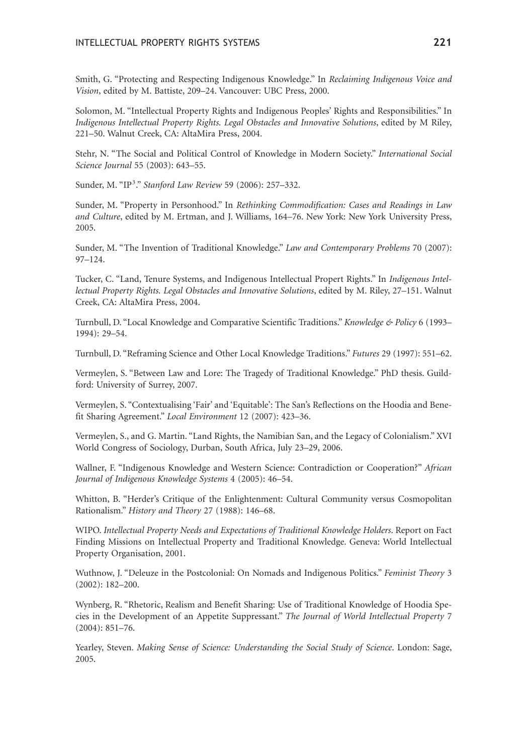Smith, G. "Protecting and Respecting Indigenous Knowledge." In *Reclaiming Indigenous Voice and Vision*, edited by M. Battiste, 209–24. Vancouver: UBC Press, 2000.

Solomon, M. "Intellectual Property Rights and Indigenous Peoples' Rights and Responsibilities." In *Indigenous Intellectual Property Rights. Legal Obstacles and Innovative Solutions*, edited by M Riley, 221–50. Walnut Creek, CA: AltaMira Press, 2004.

Stehr, N. "The Social and Political Control of Knowledge in Modern Society." *International Social Science Journal* 55 (2003): 643–55.

Sunder, M. "$IP^3$." *Stanford Law Review* 59 (2006): 257–332.

Sunder, M. "Property in Personhood." In *Rethinking Commodification: Cases and Readings in Law and Culture*, edited by M. Ertman, and J. Williams, 164–76. New York: New York University Press, 2005.

Sunder, M. "The Invention of Traditional Knowledge." *Law and Contemporary Problems* 70 (2007): 97–124.

Tucker, C. "Land, Tenure Systems, and Indigenous Intellectual Propert Rights." In *Indigenous Intellectual Property Rights. Legal Obstacles and Innovative Solutions*, edited by M. Riley, 27–151. Walnut Creek, CA: AltaMira Press, 2004.

Turnbull, D. "Local Knowledge and Comparative Scientific Traditions." *Knowledge & Policy* 6 (1993–1994): 29–54.

Turnbull, D. "Reframing Science and Other Local Knowledge Traditions." *Futures* 29 (1997): 551–62.

Vermeylen, S. "Between Law and Lore: The Tragedy of Traditional Knowledge." PhD thesis. Guildford: University of Surrey, 2007.

Vermeylen, S. "Contextualising 'Fair' and 'Equitable': The San's Reflections on the Hoodia and Benefit Sharing Agreement." *Local Environment* 12 (2007): 423–36.

Vermeylen, S., and G. Martin. "Land Rights, the Namibian San, and the Legacy of Colonialism." XVI World Congress of Sociology, Durban, South Africa, July 23–29, 2006.

Wallner, F. "Indigenous Knowledge and Western Science: Contradiction or Cooperation?" *African Journal of Indigenous Knowledge Systems* 4 (2005): 46–54.

Whitton, B. "Herder's Critique of the Enlightenment: Cultural Community versus Cosmopolitan Rationalism." *History and Theory* 27 (1988): 146–68.

WIPO. *Intellectual Property Needs and Expectations of Traditional Knowledge Holders*. Report on Fact Finding Missions on Intellectual Property and Traditional Knowledge. Geneva: World Intellectual Property Organisation, 2001.

Wuthnow, J. "Deleuze in the Postcolonial: On Nomads and Indigenous Politics." *Feminist Theory* 3 (2002): 182–200.

Wynberg, R. "Rhetoric, Realism and Benefit Sharing: Use of Traditional Knowledge of Hoodia Species in the Development of an Appetite Suppressant." *The Journal of World Intellectual Property* 7 (2004): 851–76.

Yearley, Steven. *Making Sense of Science: Understanding the Social Study of Science*. London: Sage, 2005.